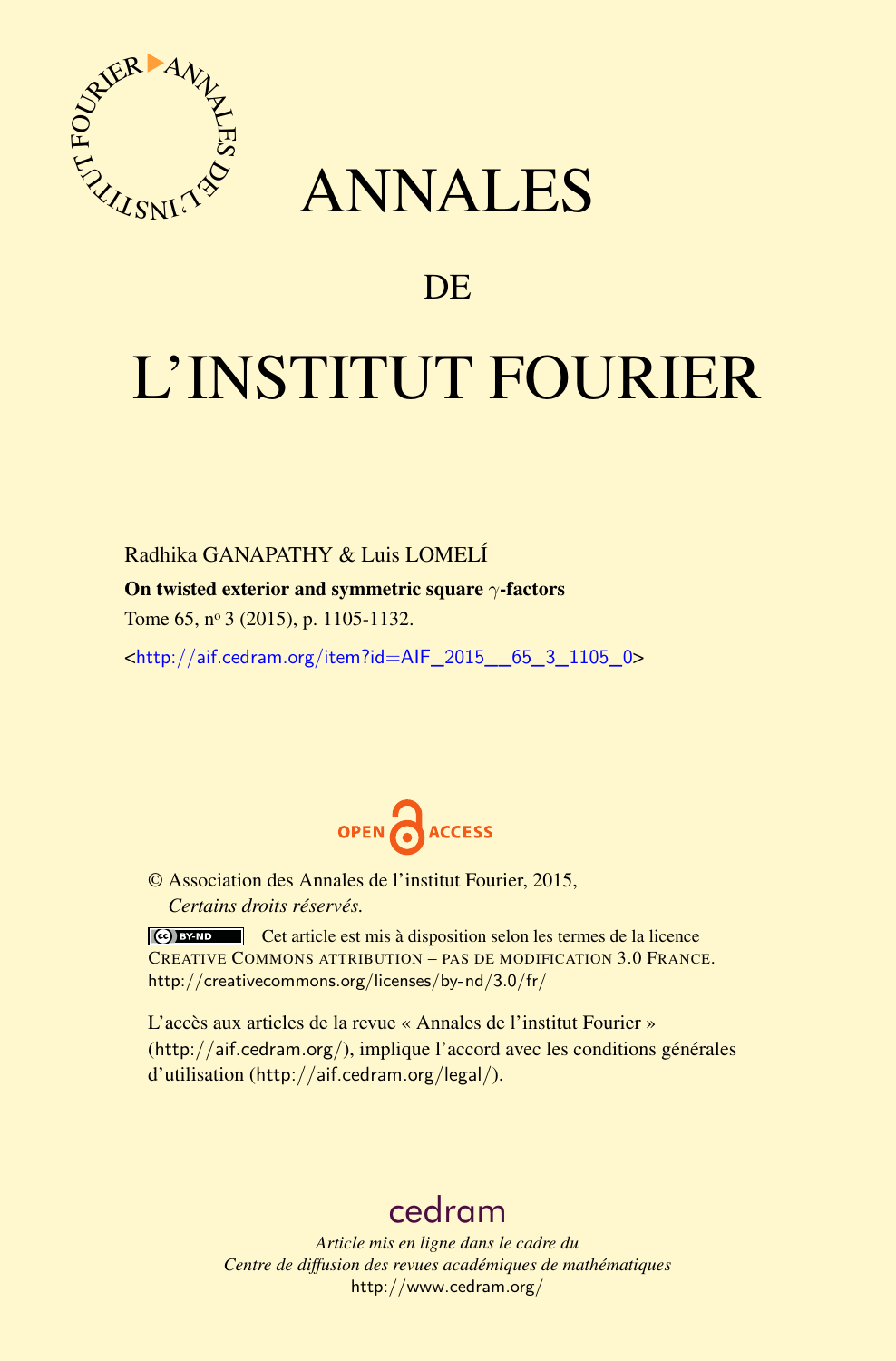# ANNALES

## DE

# L'INSTITUT FOURIER

Radhika GANAPATHY & Luis LOMELÍ

**On twisted exterior and symmetric square $\gamma$-factors**

Tome 65, n$^{\text{o}}$ 3 (2015), p. 1105-1132.

<http://aif.cedram.org/item?id=AIF_2015__65_3_1105_0>

OPEN ACCESS

© Association des Annales de l'institut Fourier, 2015,
*Certains droits réservés.*

Cet article est mis à disposition selon les termes de la licence CREATIVE COMMONS ATTRIBUTION – PAS DE MODIFICATION 3.0 FRANCE.
http://creativecommons.org/licenses/by-nd/3.0/fr/

L'accès aux articles de la revue « Annales de l'institut Fourier » (http://aif.cedram.org/), implique l'accord avec les conditions générales d'utilisation (http://aif.cedram.org/legal/).

cedram

*Article mis en ligne dans le cadre du*
*Centre de diffusion des revues académiques de mathématiques*
http://www.cedram.org/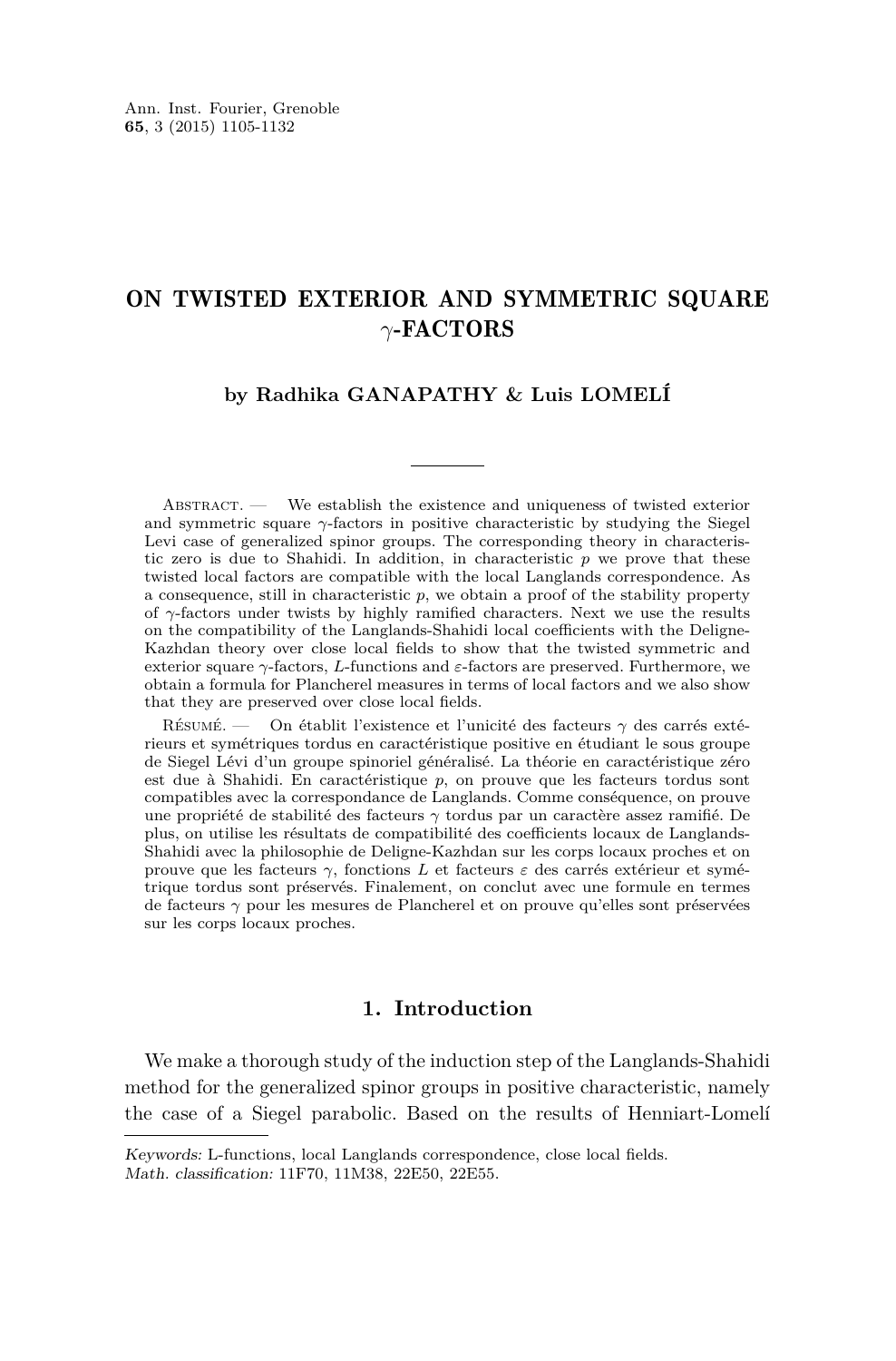# ON TWISTED EXTERIOR AND SYMMETRIC SQUARE $\gamma$-FACTORS

**by Radhika GANAPATHY & Luis LOMELÍ**

Abstract. — We establish the existence and uniqueness of twisted exterior and symmetric square $\gamma$-factors in positive characteristic by studying the Siegel Levi case of generalized spinor groups. The corresponding theory in characteristic zero is due to Shahidi. In addition, in characteristic $p$ we prove that these twisted local factors are compatible with the local Langlands correspondence. As a consequence, still in characteristic $p$, we obtain a proof of the stability property of $\gamma$-factors under twists by highly ramified characters. Next we use the results on the compatibility of the Langlands-Shahidi local coefficients with the Deligne-Kazhdan theory over close local fields to show that the twisted symmetric and exterior square $\gamma$-factors, $L$-functions and $\varepsilon$-factors are preserved. Furthermore, we obtain a formula for Plancherel measures in terms of local factors and we also show that they are preserved over close local fields.

Résumé. — On établit l'existence et l'unicité des facteurs $\gamma$ des carrés extérieurs et symétriques tordus en caractéristique positive en étudiant le sous groupe de Siegel Lévi d'un groupe spinoriel généralisé. La théorie en caractéristique zéro est due à Shahidi. En caractéristique $p$, on prouve que les facteurs tordus sont compatibles avec la correspondance de Langlands. Comme conséquence, on prouve une propriété de stabilité des facteurs $\gamma$ tordus par un caractère assez ramifié. De plus, on utilise les résultats de compatibilité des coefficients locaux de Langlands-Shahidi avec la philosophie de Deligne-Kazhdan sur les corps locaux proches et on prouve que les facteurs $\gamma$, fonctions $L$ et facteurs $\varepsilon$ des carrés extérieur et symétrique tordus sont préservés. Finalement, on conclut avec une formule en termes de facteurs $\gamma$ pour les mesures de Plancherel et on prouve qu'elles sont préservées sur les corps locaux proches.

## 1. Introduction

We make a thorough study of the induction step of the Langlands-Shahidi method for the generalized spinor groups in positive characteristic, namely the case of a Siegel parabolic. Based on the results of Henniart-Lomelí

*Keywords:* L-functions, local Langlands correspondence, close local fields.
*Math. classification:* 11F70, 11M38, 22E50, 22E55.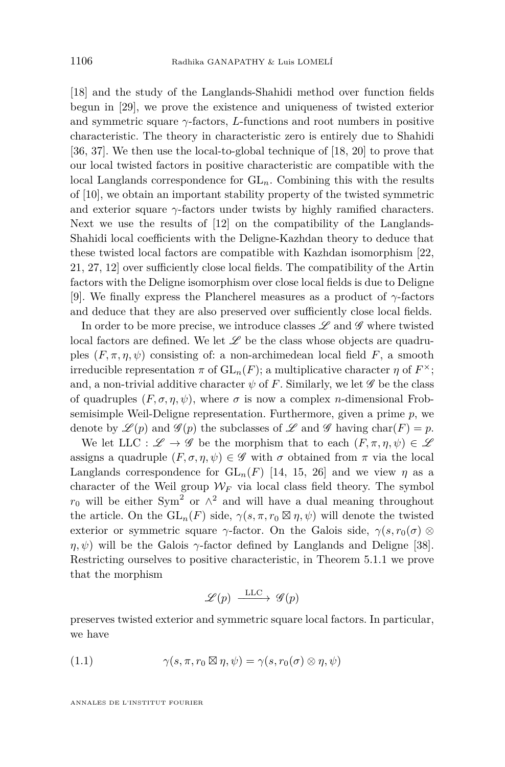[18] and the study of the Langlands-Shahidi method over function fields begun in [29], we prove the existence and uniqueness of twisted exterior and symmetric square $\gamma$-factors, $L$-functions and root numbers in positive characteristic. The theory in characteristic zero is entirely due to Shahidi [36, 37]. We then use the local-to-global technique of [18, 20] to prove that our local twisted factors in positive characteristic are compatible with the local Langlands correspondence for $\mathrm{GL}_n$. Combining this with the results of [10], we obtain an important stability property of the twisted symmetric and exterior square $\gamma$-factors under twists by highly ramified characters. Next we use the results of [12] on the compatibility of the Langlands-Shahidi local coefficients with the Deligne-Kazhdan theory to deduce that these twisted local factors are compatible with Kazhdan isomorphism [22, 21, 27, 12] over sufficiently close local fields. The compatibility of the Artin factors with the Deligne isomorphism over close local fields is due to Deligne [9]. We finally express the Plancherel measures as a product of $\gamma$-factors and deduce that they are also preserved over sufficiently close local fields.

In order to be more precise, we introduce classes $\mathscr{L}$ and $\mathscr{G}$ where twisted local factors are defined. We let $\mathscr{L}$ be the class whose objects are quadruples $(F, \pi, \eta, \psi)$ consisting of: a non-archimedean local field $F$, a smooth irreducible representation $\pi$ of $\mathrm{GL}_n(F)$; a multiplicative character $\eta$ of $F^\times$; and, a non-trivial additive character $\psi$ of $F$. Similarly, we let $\mathscr{G}$ be the class of quadruples $(F, \sigma, \eta, \psi)$, where $\sigma$ is now a complex $n$-dimensional Frob-semisimple Weil-Deligne representation. Furthermore, given a prime $p$, we denote by $\mathscr{L}(p)$ and $\mathscr{G}(p)$ the subclasses of $\mathscr{L}$ and $\mathscr{G}$ having $\mathrm{char}(F) = p$.

We let $\mathrm{LLC} : \mathscr{L} \to \mathscr{G}$ be the morphism that to each $(F, \pi, \eta, \psi) \in \mathscr{L}$ assigns a quadruple $(F, \sigma, \eta, \psi) \in \mathscr{G}$ with $\sigma$ obtained from $\pi$ via the local Langlands correspondence for $\mathrm{GL}_n(F)$ [14, 15, 26] and we view $\eta$ as a character of the Weil group $\mathcal{W}_F$ via local class field theory. The symbol $r_0$ will be either $\mathrm{Sym}^2$ or $\wedge^2$ and will have a dual meaning throughout the article. On the $\mathrm{GL}_n(F)$ side, $\gamma(s, \pi, r_0 \boxtimes \eta, \psi)$ will denote the twisted exterior or symmetric square $\gamma$-factor. On the Galois side, $\gamma(s, r_0(\sigma) \otimes \eta, \psi)$ will be the Galois $\gamma$-factor defined by Langlands and Deligne [38]. Restricting ourselves to positive characteristic, in Theorem 5.1.1 we prove that the morphism

$$\mathscr{L}(p) \xrightarrow{\mathrm{LLC}} \mathscr{G}(p)$$

preserves twisted exterior and symmetric square local factors. In particular, we have

$$\gamma(s, \pi, r_0 \boxtimes \eta, \psi) = \gamma(s, r_0(\sigma) \otimes \eta, \psi) \tag{1.1}$$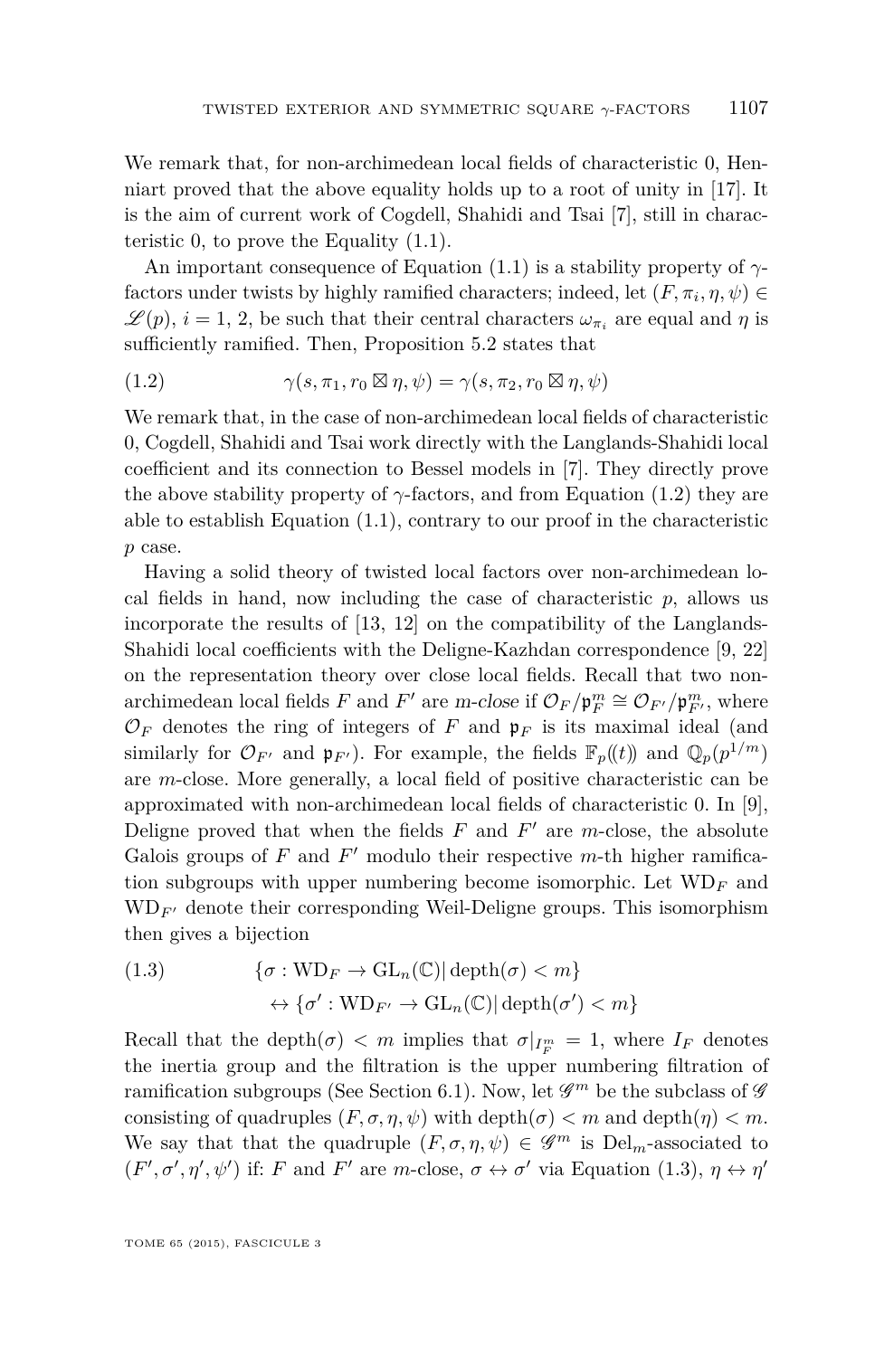We remark that, for non-archimedean local fields of characteristic 0, Henniart proved that the above equality holds up to a root of unity in [17]. It is the aim of current work of Cogdell, Shahidi and Tsai [7], still in characteristic 0, to prove the Equality (1.1).

An important consequence of Equation (1.1) is a stability property of $\gamma$-factors under twists by highly ramified characters; indeed, let $(F, \pi_i, \eta, \psi) \in \mathscr{L}(p)$, $i = 1, 2$, be such that their central characters $\omega_{\pi_i}$ are equal and $\eta$ is sufficiently ramified. Then, Proposition 5.2 states that

$$\gamma(s, \pi_1, r_0 \boxtimes \eta, \psi) = \gamma(s, \pi_2, r_0 \boxtimes \eta, \psi) \tag{1.2}$$

We remark that, in the case of non-archimedean local fields of characteristic 0, Cogdell, Shahidi and Tsai work directly with the Langlands-Shahidi local coefficient and its connection to Bessel models in [7]. They directly prove the above stability property of $\gamma$-factors, and from Equation (1.2) they are able to establish Equation (1.1), contrary to our proof in the characteristic $p$ case.

Having a solid theory of twisted local factors over non-archimedean local fields in hand, now including the case of characteristic $p$, allows us incorporate the results of [13, 12] on the compatibility of the Langlands-Shahidi local coefficients with the Deligne-Kazhdan correspondence [9, 22] on the representation theory over close local fields. Recall that two non-archimedean local fields $F$ and $F'$ are *m-close* if $\mathcal{O}_F/\mathfrak{p}_F^m \cong \mathcal{O}_{F'}/\mathfrak{p}_{F'}^m$, where $\mathcal{O}_F$ denotes the ring of integers of $F$ and $\mathfrak{p}_F$ is its maximal ideal (and similarly for $\mathcal{O}_{F'}$ and $\mathfrak{p}_{F'}$). For example, the fields $\mathbb{F}_p(\!(t)\!)$ and $\mathbb{Q}_p(p^{1/m})$ are $m$-close. More generally, a local field of positive characteristic can be approximated with non-archimedean local fields of characteristic 0. In [9], Deligne proved that when the fields $F$ and $F'$ are $m$-close, the absolute Galois groups of $F$ and $F'$ modulo their respective $m$-th higher ramification subgroups with upper numbering become isomorphic. Let $\mathrm{WD}_F$ and $\mathrm{WD}_{F'}$ denote their corresponding Weil-Deligne groups. This isomorphism then gives a bijection

$$\begin{aligned} &\{\sigma : \mathrm{WD}_F \to \mathrm{GL}_n(\mathbb{C}) | \operatorname{depth}(\sigma) < m\} \\ &\qquad \leftrightarrow \{\sigma' : \mathrm{WD}_{F'} \to \mathrm{GL}_n(\mathbb{C}) | \operatorname{depth}(\sigma') < m\} \end{aligned} \tag{1.3}$$

Recall that the $\operatorname{depth}(\sigma) < m$ implies that $\sigma|_{I_F^m} = 1$, where $I_F$ denotes the inertia group and the filtration is the upper numbering filtration of ramification subgroups (See Section 6.1). Now, let $\mathscr{G}^m$ be the subclass of $\mathscr{G}$ consisting of quadruples $(F, \sigma, \eta, \psi)$ with $\operatorname{depth}(\sigma) < m$ and $\operatorname{depth}(\eta) < m$. We say that that the quadruple $(F, \sigma, \eta, \psi) \in \mathscr{G}^m$ is $\mathrm{Del}_m$-associated to $(F', \sigma', \eta', \psi')$ if: $F$ and $F'$ are $m$-close, $\sigma \leftrightarrow \sigma'$ via Equation (1.3), $\eta \leftrightarrow \eta'$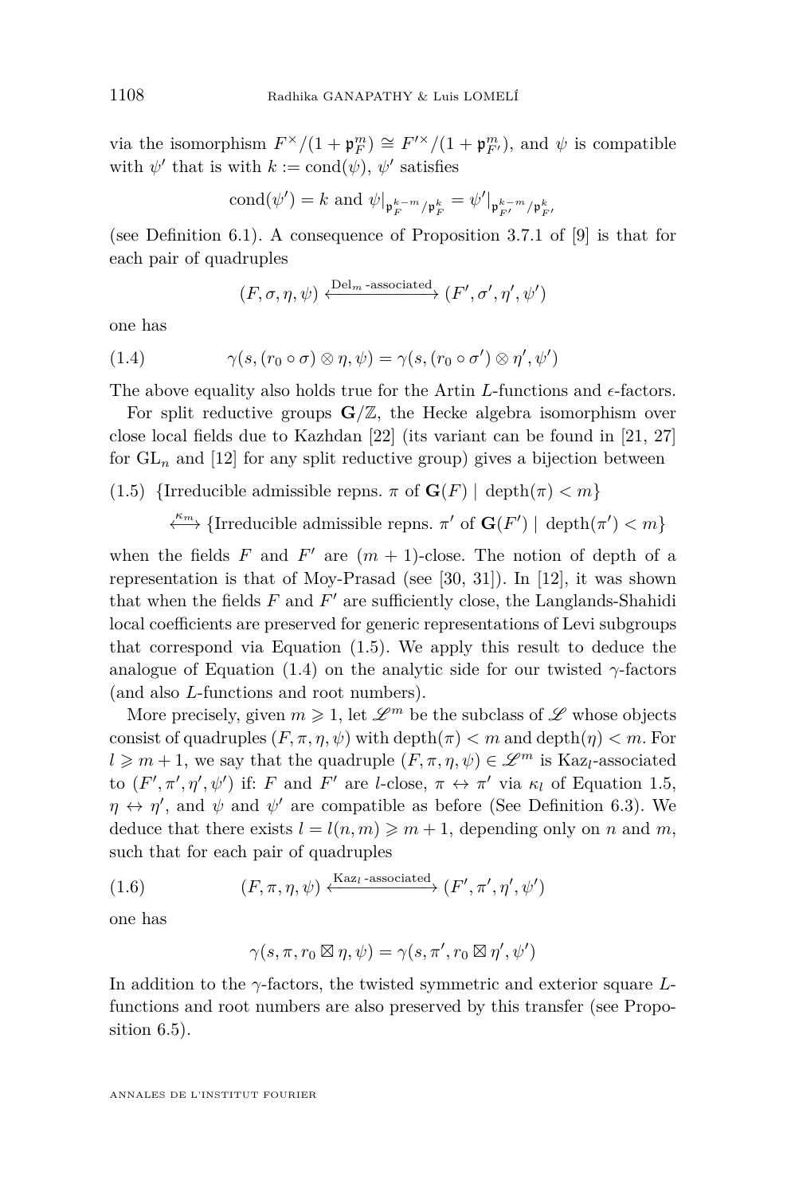via the isomorphism $F^\times/(1+\mathfrak{p}_F^m) \cong F'^\times/(1+\mathfrak{p}_{F'}^m)$, and $\psi$ is compatible with $\psi'$ that is with $k := \mathrm{cond}(\psi)$, $\psi'$ satisfies

$$\mathrm{cond}(\psi') = k \text{ and } \psi|_{\mathfrak{p}_F^{k-m}/\mathfrak{p}_F^k} = \psi'|_{\mathfrak{p}_{F'}^{k-m}/\mathfrak{p}_{F'}^k}$$

(see Definition 6.1). A consequence of Proposition 3.7.1 of [9] is that for each pair of quadruples

$$(F, \sigma, \eta, \psi) \xleftrightarrow{\mathrm{Del}_m\text{-associated}} (F', \sigma', \eta', \psi')$$

one has

$$\gamma(s, (r_0 \circ \sigma) \otimes \eta, \psi) = \gamma(s, (r_0 \circ \sigma') \otimes \eta', \psi') \tag{1.4}$$

The above equality also holds true for the Artin $L$-functions and $\epsilon$-factors.

For split reductive groups $\mathbf{G}/\mathbb{Z}$, the Hecke algebra isomorphism over close local fields due to Kazhdan [22] (its variant can be found in [21, 27] for $\mathrm{GL}_n$ and [12] for any split reductive group) gives a bijection between

$$\{\text{Irreducible admissible repns. } \pi \text{ of } \mathbf{G}(F) \mid \mathrm{depth}(\pi) < m\} \tag{1.5}$$
$$\xleftrightarrow{\kappa_m} \{\text{Irreducible admissible repns. } \pi' \text{ of } \mathbf{G}(F') \mid \mathrm{depth}(\pi') < m\}$$

when the fields $F$ and $F'$ are $(m+1)$-close. The notion of depth of a representation is that of Moy-Prasad (see [30, 31]). In [12], it was shown that when the fields $F$ and $F'$ are sufficiently close, the Langlands-Shahidi local coefficients are preserved for generic representations of Levi subgroups that correspond via Equation (1.5). We apply this result to deduce the analogue of Equation (1.4) on the analytic side for our twisted $\gamma$-factors (and also $L$-functions and root numbers).

More precisely, given $m \geqslant 1$, let $\mathscr{L}^m$ be the subclass of $\mathscr{L}$ whose objects consist of quadruples $(F, \pi, \eta, \psi)$ with $\mathrm{depth}(\pi) < m$ and $\mathrm{depth}(\eta) < m$. For $l \geqslant m+1$, we say that the quadruple $(F, \pi, \eta, \psi) \in \mathscr{L}^m$ is $\mathrm{Kaz}_l$-associated to $(F', \pi', \eta', \psi')$ if: $F$ and $F'$ are $l$-close, $\pi \leftrightarrow \pi'$ via $\kappa_l$ of Equation 1.5, $\eta \leftrightarrow \eta'$, and $\psi$ and $\psi'$ are compatible as before (See Definition 6.3). We deduce that there exists $l = l(n, m) \geqslant m+1$, depending only on $n$ and $m$, such that for each pair of quadruples

$$(F, \pi, \eta, \psi) \xleftrightarrow{\mathrm{Kaz}_l\text{-associated}} (F', \pi', \eta', \psi') \tag{1.6}$$

one has

$$\gamma(s, \pi, r_0 \boxtimes \eta, \psi) = \gamma(s, \pi', r_0 \boxtimes \eta', \psi')$$

In addition to the $\gamma$-factors, the twisted symmetric and exterior square $L$-functions and root numbers are also preserved by this transfer (see Proposition 6.5).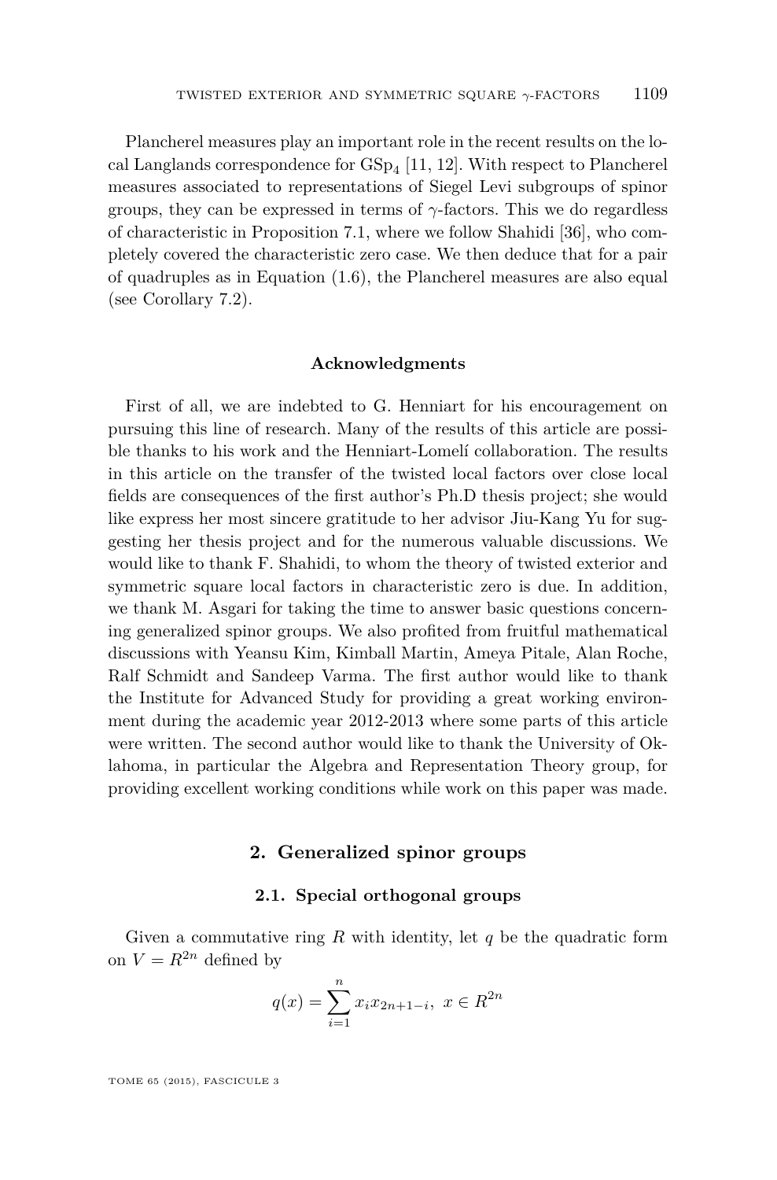Plancherel measures play an important role in the recent results on the local Langlands correspondence for $\mathrm{GSp}_4$ [11, 12]. With respect to Plancherel measures associated to representations of Siegel Levi subgroups of spinor groups, they can be expressed in terms of $\gamma$-factors. This we do regardless of characteristic in Proposition 7.1, where we follow Shahidi [36], who completely covered the characteristic zero case. We then deduce that for a pair of quadruples as in Equation (1.6), the Plancherel measures are also equal (see Corollary 7.2).

### Acknowledgments

First of all, we are indebted to G. Henniart for his encouragement on pursuing this line of research. Many of the results of this article are possible thanks to his work and the Henniart-Lomelí collaboration. The results in this article on the transfer of the twisted local factors over close local fields are consequences of the first author's Ph.D thesis project; she would like express her most sincere gratitude to her advisor Jiu-Kang Yu for suggesting her thesis project and for the numerous valuable discussions. We would like to thank F. Shahidi, to whom the theory of twisted exterior and symmetric square local factors in characteristic zero is due. In addition, we thank M. Asgari for taking the time to answer basic questions concerning generalized spinor groups. We also profited from fruitful mathematical discussions with Yeansu Kim, Kimball Martin, Ameya Pitale, Alan Roche, Ralf Schmidt and Sandeep Varma. The first author would like to thank the Institute for Advanced Study for providing a great working environment during the academic year 2012-2013 where some parts of this article were written. The second author would like to thank the University of Oklahoma, in particular the Algebra and Representation Theory group, for providing excellent working conditions while work on this paper was made.

## 2. Generalized spinor groups

### 2.1. Special orthogonal groups

Given a commutative ring $R$ with identity, let $q$ be the quadratic form on $V = R^{2n}$ defined by

$$q(x) = \sum_{i=1}^{n} x_i x_{2n+1-i},\ x \in R^{2n}$$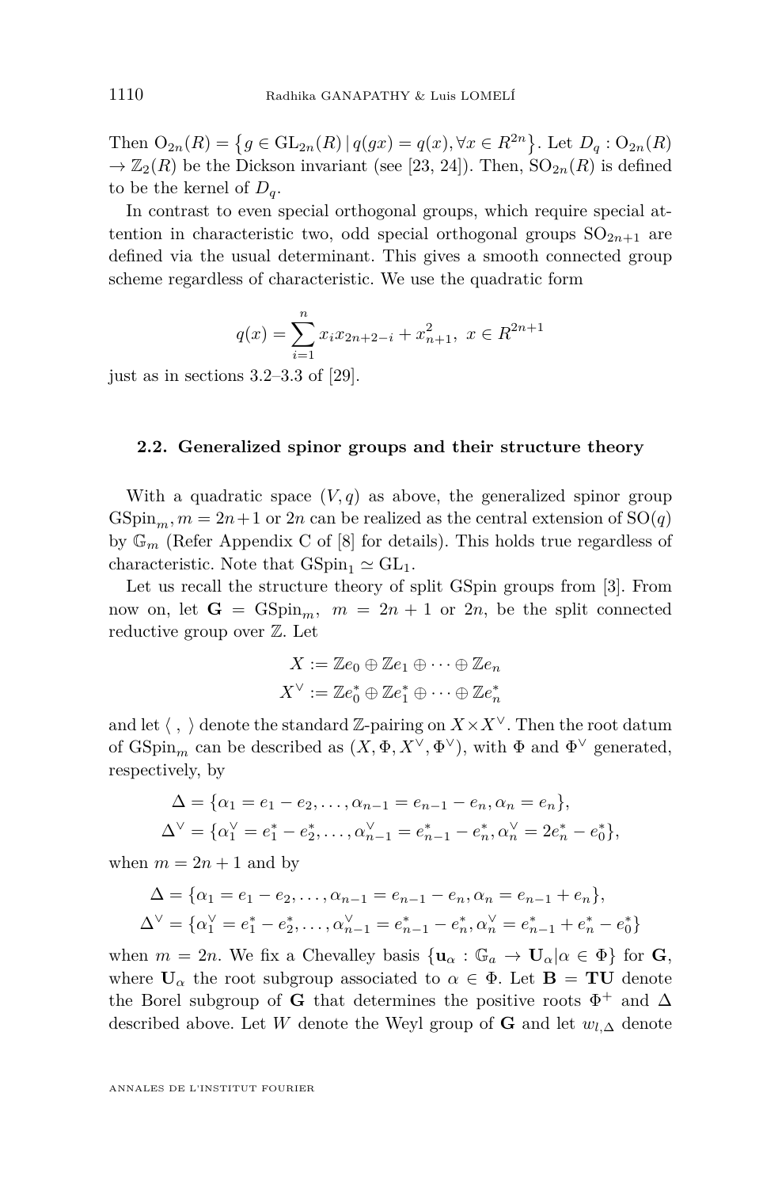Then $\mathrm{O}_{2n}(R) = \{g \in \mathrm{GL}_{2n}(R) \,|\, q(gx) = q(x), \forall x \in R^{2n}\}$. Let $D_q : \mathrm{O}_{2n}(R) \to \mathbb{Z}_2(R)$ be the Dickson invariant (see [23, 24]). Then, $\mathrm{SO}_{2n}(R)$ is defined to be the kernel of $D_q$.

In contrast to even special orthogonal groups, which require special attention in characteristic two, odd special orthogonal groups $\mathrm{SO}_{2n+1}$ are defined via the usual determinant. This gives a smooth connected group scheme regardless of characteristic. We use the quadratic form

$$q(x) = \sum_{i=1}^{n} x_i x_{2n+2-i} + x_{n+1}^2, \; x \in R^{2n+1}$$

just as in sections 3.2–3.3 of [29].

### 2.2. Generalized spinor groups and their structure theory

With a quadratic space $(V, q)$ as above, the generalized spinor group $\mathrm{GSpin}_m$, $m = 2n+1$ or $2n$ can be realized as the central extension of $\mathrm{SO}(q)$ by $\mathbb{G}_m$ (Refer Appendix C of [8] for details). This holds true regardless of characteristic. Note that $\mathrm{GSpin}_1 \simeq \mathrm{GL}_1$.

Let us recall the structure theory of split GSpin groups from [3]. From now on, let $\mathbf{G} = \mathrm{GSpin}_m$, $m = 2n+1$ or $2n$, be the split connected reductive group over $\mathbb{Z}$. Let

$$X := \mathbb{Z}e_0 \oplus \mathbb{Z}e_1 \oplus \cdots \oplus \mathbb{Z}e_n$$
$$X^\vee := \mathbb{Z}e_0^* \oplus \mathbb{Z}e_1^* \oplus \cdots \oplus \mathbb{Z}e_n^*$$

and let $\langle \; , \; \rangle$ denote the standard $\mathbb{Z}$-pairing on $X \times X^\vee$. Then the root datum of $\mathrm{GSpin}_m$ can be described as $(X, \Phi, X^\vee, \Phi^\vee)$, with $\Phi$ and $\Phi^\vee$ generated, respectively, by

$$\Delta = \{\alpha_1 = e_1 - e_2, \ldots, \alpha_{n-1} = e_{n-1} - e_n, \alpha_n = e_n\},$$
$$\Delta^\vee = \{\alpha_1^\vee = e_1^* - e_2^*, \ldots, \alpha_{n-1}^\vee = e_{n-1}^* - e_n^*, \alpha_n^\vee = 2e_n^* - e_0^*\},$$

when $m = 2n+1$ and by

$$\Delta = \{\alpha_1 = e_1 - e_2, \ldots, \alpha_{n-1} = e_{n-1} - e_n, \alpha_n = e_{n-1} + e_n\},$$
$$\Delta^\vee = \{\alpha_1^\vee = e_1^* - e_2^*, \ldots, \alpha_{n-1}^\vee = e_{n-1}^* - e_n^*, \alpha_n^\vee = e_{n-1}^* + e_n^* - e_0^*\}$$

when $m = 2n$. We fix a Chevalley basis $\{\mathbf{u}_\alpha : \mathbb{G}_a \to \mathbf{U}_\alpha | \alpha \in \Phi\}$ for $\mathbf{G}$, where $\mathbf{U}_\alpha$ the root subgroup associated to $\alpha \in \Phi$. Let $\mathbf{B} = \mathbf{TU}$ denote the Borel subgroup of $\mathbf{G}$ that determines the positive roots $\Phi^+$ and $\Delta$ described above. Let $W$ denote the Weyl group of $\mathbf{G}$ and let $w_{l,\Delta}$ denote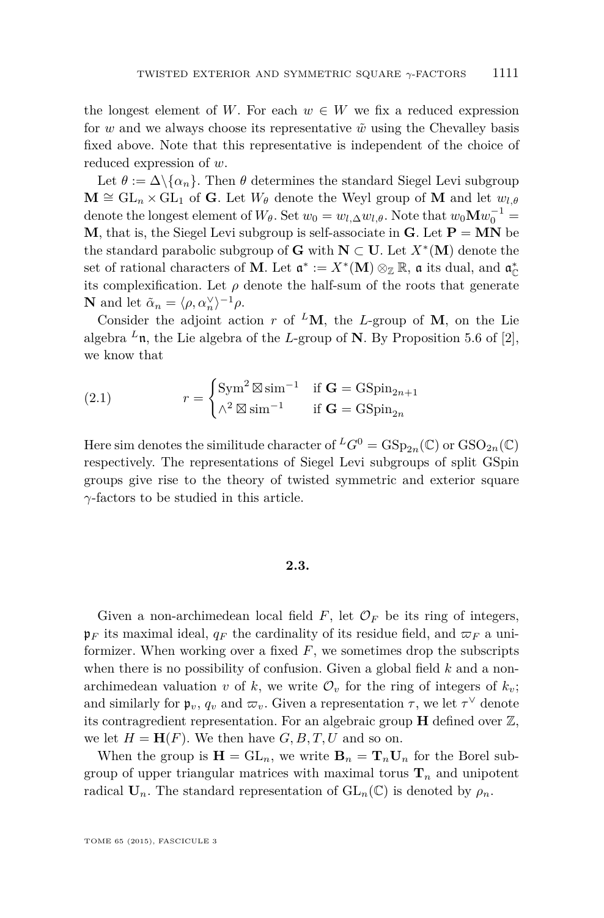the longest element of $W$. For each $w \in W$ we fix a reduced expression for $w$ and we always choose its representative $\tilde{w}$ using the Chevalley basis fixed above. Note that this representative is independent of the choice of reduced expression of $w$.

Let $\theta := \Delta \backslash \{\alpha_n\}$. Then $\theta$ determines the standard Siegel Levi subgroup $\mathbf{M} \cong \mathrm{GL}_n \times \mathrm{GL}_1$ of $\mathbf{G}$. Let $W_\theta$ denote the Weyl group of $\mathbf{M}$ and let $w_{l,\theta}$ denote the longest element of $W_\theta$. Set $w_0 = w_{l,\Delta} w_{l,\theta}$. Note that $w_0 \mathbf{M} w_0^{-1} = \mathbf{M}$, that is, the Siegel Levi subgroup is self-associate in $\mathbf{G}$. Let $\mathbf{P} = \mathbf{M}\mathbf{N}$ be the standard parabolic subgroup of $\mathbf{G}$ with $\mathbf{N} \subset \mathbf{U}$. Let $X^*(\mathbf{M})$ denote the set of rational characters of $\mathbf{M}$. Let $\mathfrak{a}^* := X^*(\mathbf{M}) \otimes_{\mathbb{Z}} \mathbb{R}$, $\mathfrak{a}$ its dual, and $\mathfrak{a}^*_{\mathbb{C}}$ its complexification. Let $\rho$ denote the half-sum of the roots that generate $\mathbf{N}$ and let $\tilde{\alpha}_n = \langle \rho, \alpha_n^\vee \rangle^{-1} \rho$.

Consider the adjoint action $r$ of ${}^L\mathbf{M}$, the $L$-group of $\mathbf{M}$, on the Lie algebra ${}^L\mathfrak{n}$, the Lie algebra of the $L$-group of $\mathbf{N}$. By Proposition 5.6 of [2], we know that

$$r = \begin{cases} \mathrm{Sym}^2 \boxtimes \mathrm{sim}^{-1} & \text{if } \mathbf{G} = \mathrm{GSpin}_{2n+1} \\ \wedge^2 \boxtimes \mathrm{sim}^{-1} & \text{if } \mathbf{G} = \mathrm{GSpin}_{2n} \end{cases} \tag{2.1}$$

Here sim denotes the similitude character of ${}^L G^0 = \mathrm{GSp}_{2n}(\mathbb{C})$ or $\mathrm{GSO}_{2n}(\mathbb{C})$ respectively. The representations of Siegel Levi subgroups of split GSpin groups give rise to the theory of twisted symmetric and exterior square $\gamma$-factors to be studied in this article.

### 2.3.

Given a non-archimedean local field $F$, let $\mathcal{O}_F$ be its ring of integers, $\mathfrak{p}_F$ its maximal ideal, $q_F$ the cardinality of its residue field, and $\varpi_F$ a uniformizer. When working over a fixed $F$, we sometimes drop the subscripts when there is no possibility of confusion. Given a global field $k$ and a non-archimedean valuation $v$ of $k$, we write $\mathcal{O}_v$ for the ring of integers of $k_v$; and similarly for $\mathfrak{p}_v$, $q_v$ and $\varpi_v$. Given a representation $\tau$, we let $\tau^\vee$ denote its contragredient representation. For an algebraic group $\mathbf{H}$ defined over $\mathbb{Z}$, we let $H = \mathbf{H}(F)$. We then have $G, B, T, U$ and so on.

When the group is $\mathbf{H} = \mathrm{GL}_n$, we write $\mathbf{B}_n = \mathbf{T}_n \mathbf{U}_n$ for the Borel subgroup of upper triangular matrices with maximal torus $\mathbf{T}_n$ and unipotent radical $\mathbf{U}_n$. The standard representation of $\mathrm{GL}_n(\mathbb{C})$ is denoted by $\rho_n$.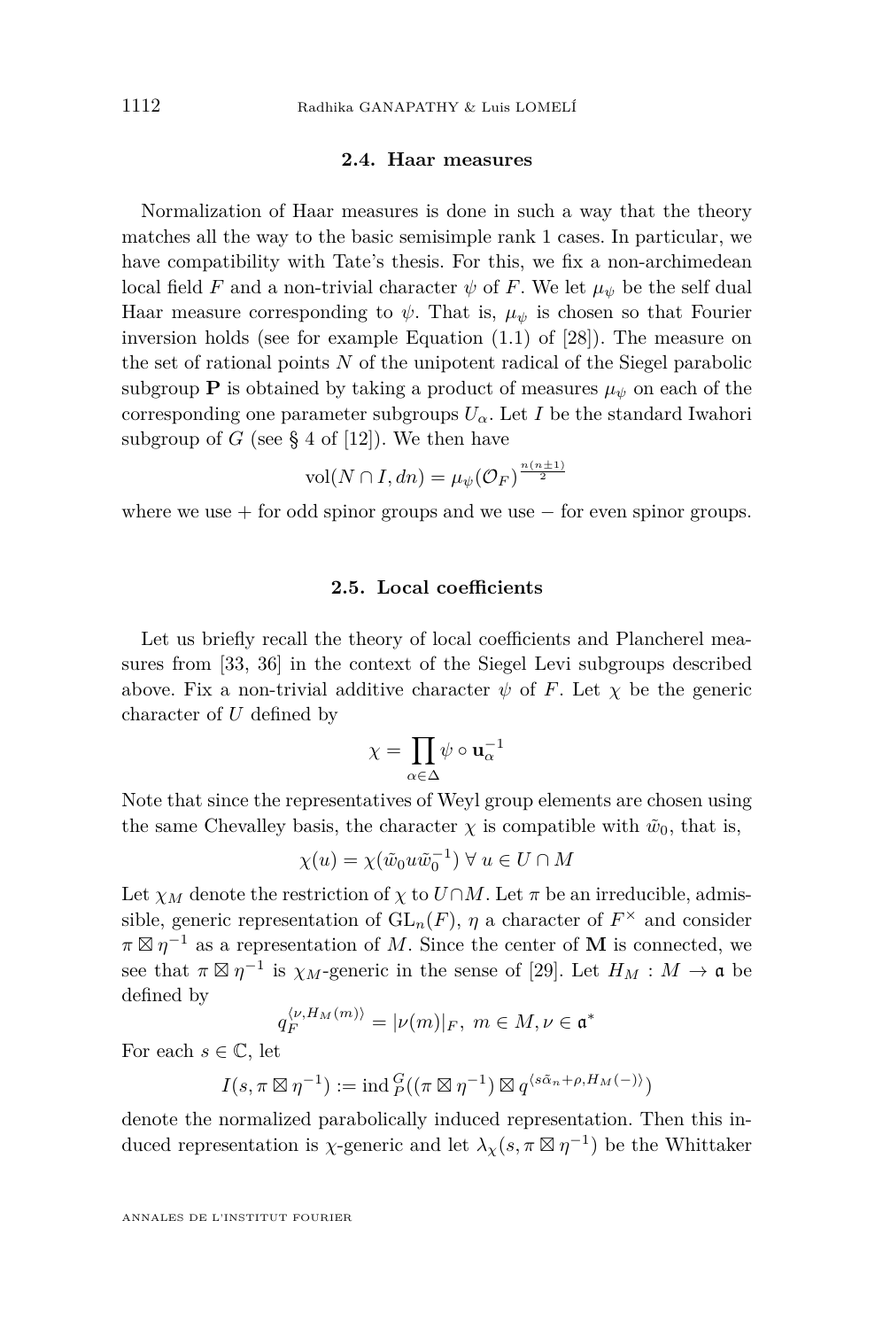### 2.4. Haar measures

Normalization of Haar measures is done in such a way that the theory matches all the way to the basic semisimple rank 1 cases. In particular, we have compatibility with Tate's thesis. For this, we fix a non-archimedean local field $F$ and a non-trivial character $\psi$ of $F$. We let $\mu_\psi$ be the self dual Haar measure corresponding to $\psi$. That is, $\mu_\psi$ is chosen so that Fourier inversion holds (see for example Equation (1.1) of [28]). The measure on the set of rational points $N$ of the unipotent radical of the Siegel parabolic subgroup $\mathbf{P}$ is obtained by taking a product of measures $\mu_\psi$ on each of the corresponding one parameter subgroups $U_\alpha$. Let $I$ be the standard Iwahori subgroup of $G$ (see § 4 of [12]). We then have

$$\mathrm{vol}(N \cap I, dn) = \mu_\psi(\mathcal{O}_F)^{\frac{n(n\pm 1)}{2}}$$

where we use $+$ for odd spinor groups and we use $-$ for even spinor groups.

### 2.5. Local coefficients

Let us briefly recall the theory of local coefficients and Plancherel measures from [33, 36] in the context of the Siegel Levi subgroups described above. Fix a non-trivial additive character $\psi$ of $F$. Let $\chi$ be the generic character of $U$ defined by

$$\chi = \prod_{\alpha \in \Delta} \psi \circ \mathbf{u}_\alpha^{-1}$$

Note that since the representatives of Weyl group elements are chosen using the same Chevalley basis, the character $\chi$ is compatible with $\tilde{w}_0$, that is,

$$\chi(u) = \chi(\tilde{w}_0 u \tilde{w}_0^{-1}) \; \forall \; u \in U \cap M$$

Let $\chi_M$ denote the restriction of $\chi$ to $U \cap M$. Let $\pi$ be an irreducible, admissible, generic representation of $\mathrm{GL}_n(F)$, $\eta$ a character of $F^\times$ and consider $\pi \boxtimes \eta^{-1}$ as a representation of $M$. Since the center of $\mathbf{M}$ is connected, we see that $\pi \boxtimes \eta^{-1}$ is $\chi_M$-generic in the sense of [29]. Let $H_M : M \to \mathfrak{a}$ be defined by

$$q_F^{\langle \nu, H_M(m) \rangle} = |\nu(m)|_F, \; m \in M, \nu \in \mathfrak{a}^*$$

For each $s \in \mathbb{C}$, let

$$I(s, \pi \boxtimes \eta^{-1}) := \mathrm{ind}_P^G((\pi \boxtimes \eta^{-1}) \boxtimes q^{\langle s\tilde{\alpha}_n + \rho, H_M(-) \rangle})$$

denote the normalized parabolically induced representation. Then this induced representation is $\chi$-generic and let $\lambda_\chi(s, \pi \boxtimes \eta^{-1})$ be the Whittaker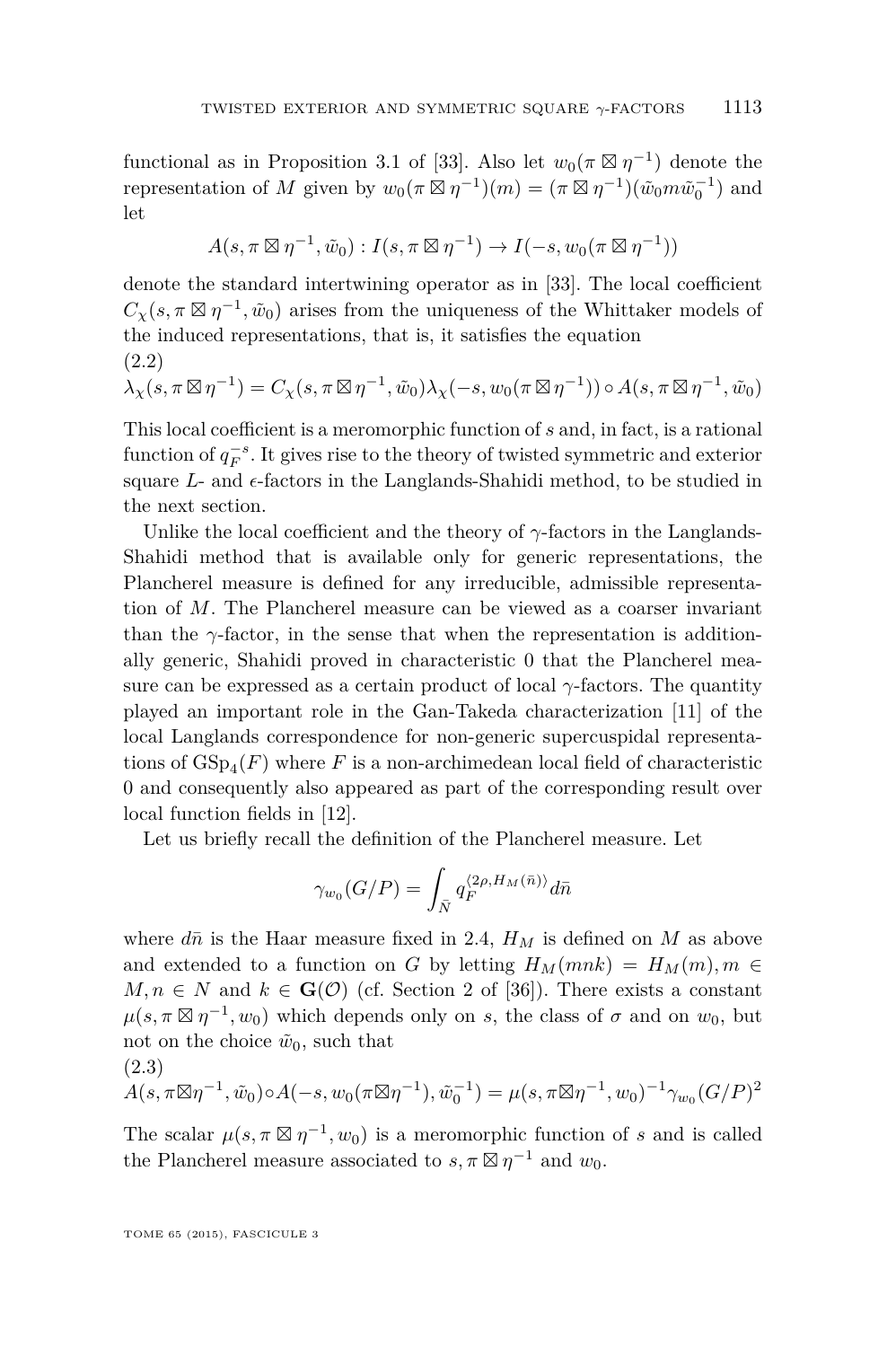functional as in Proposition 3.1 of [33]. Also let $w_0(\pi \boxtimes \eta^{-1})$ denote the representation of $M$ given by $w_0(\pi \boxtimes \eta^{-1})(m) = (\pi \boxtimes \eta^{-1})(\tilde{w}_0 m \tilde{w}_0^{-1})$ and let

$$A(s, \pi \boxtimes \eta^{-1}, \tilde{w}_0) : I(s, \pi \boxtimes \eta^{-1}) \to I(-s, w_0(\pi \boxtimes \eta^{-1}))$$

denote the standard intertwining operator as in [33]. The local coefficient $C_\chi(s, \pi \boxtimes \eta^{-1}, \tilde{w}_0)$ arises from the uniqueness of the Whittaker models of the induced representations, that is, it satisfies the equation

(2.2)
$$\lambda_\chi(s, \pi \boxtimes \eta^{-1}) = C_\chi(s, \pi \boxtimes \eta^{-1}, \tilde{w}_0) \lambda_\chi(-s, w_0(\pi \boxtimes \eta^{-1})) \circ A(s, \pi \boxtimes \eta^{-1}, \tilde{w}_0)$$

This local coefficient is a meromorphic function of $s$ and, in fact, is a rational function of $q_F^{-s}$. It gives rise to the theory of twisted symmetric and exterior square $L$- and $\epsilon$-factors in the Langlands-Shahidi method, to be studied in the next section.

Unlike the local coefficient and the theory of $\gamma$-factors in the Langlands-Shahidi method that is available only for generic representations, the Plancherel measure is defined for any irreducible, admissible representation of $M$. The Plancherel measure can be viewed as a coarser invariant than the $\gamma$-factor, in the sense that when the representation is additionally generic, Shahidi proved in characteristic 0 that the Plancherel measure can be expressed as a certain product of local $\gamma$-factors. The quantity played an important role in the Gan-Takeda characterization [11] of the local Langlands correspondence for non-generic supercuspidal representations of $\mathrm{GSp}_4(F)$ where $F$ is a non-archimedean local field of characteristic 0 and consequently also appeared as part of the corresponding result over local function fields in [12].

Let us briefly recall the definition of the Plancherel measure. Let

$$\gamma_{w_0}(G/P) = \int_{\bar{N}} q_F^{\langle 2\rho, H_M(\bar{n}) \rangle} d\bar{n}$$

where $d\bar{n}$ is the Haar measure fixed in 2.4, $H_M$ is defined on $M$ as above and extended to a function on $G$ by letting $H_M(mnk) = H_M(m), m \in M, n \in N$ and $k \in \mathbf{G}(\mathcal{O})$ (cf. Section 2 of [36]). There exists a constant $\mu(s, \pi \boxtimes \eta^{-1}, w_0)$ which depends only on $s$, the class of $\sigma$ and on $w_0$, but not on the choice $\tilde{w}_0$, such that

(2.3)
$$A(s, \pi \boxtimes \eta^{-1}, \tilde{w}_0) \circ A(-s, w_0(\pi \boxtimes \eta^{-1}), \tilde{w}_0^{-1}) = \mu(s, \pi \boxtimes \eta^{-1}, w_0)^{-1} \gamma_{w_0}(G/P)^2$$

The scalar $\mu(s, \pi \boxtimes \eta^{-1}, w_0)$ is a meromorphic function of $s$ and is called the Plancherel measure associated to $s, \pi \boxtimes \eta^{-1}$ and $w_0$.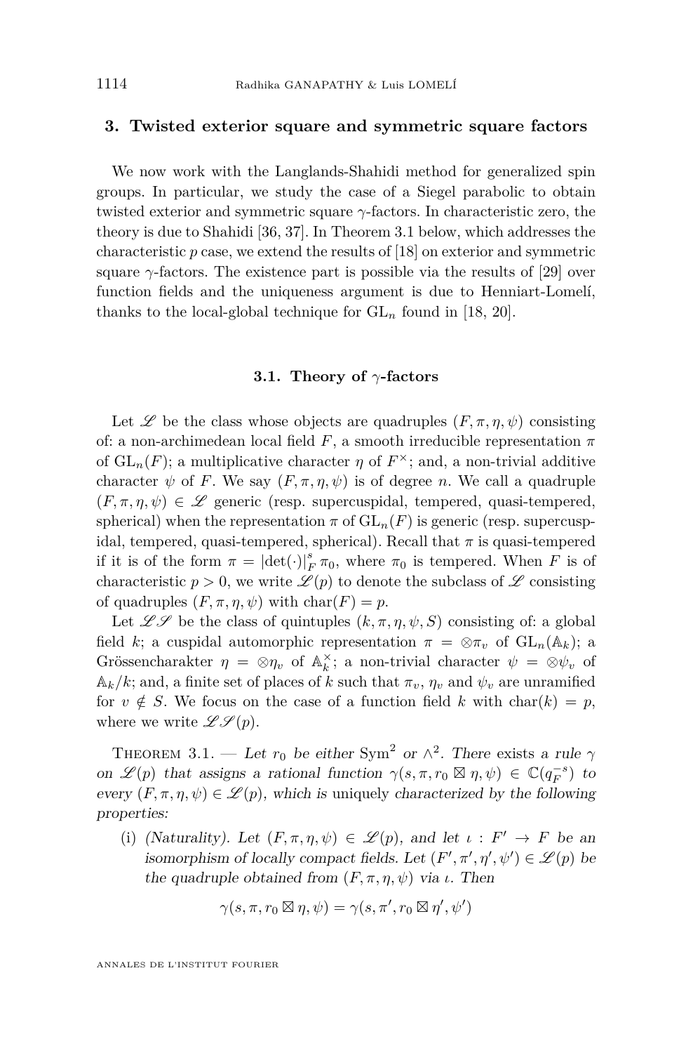## 3. Twisted exterior square and symmetric square factors

We now work with the Langlands-Shahidi method for generalized spin groups. In particular, we study the case of a Siegel parabolic to obtain twisted exterior and symmetric square $\gamma$-factors. In characteristic zero, the theory is due to Shahidi [36, 37]. In Theorem 3.1 below, which addresses the characteristic $p$ case, we extend the results of [18] on exterior and symmetric square $\gamma$-factors. The existence part is possible via the results of [29] over function fields and the uniqueness argument is due to Henniart-Lomelí, thanks to the local-global technique for $\mathrm{GL}_n$ found in [18, 20].

### 3.1. Theory of $\gamma$-factors

Let $\mathscr{L}$ be the class whose objects are quadruples $(F, \pi, \eta, \psi)$ consisting of: a non-archimedean local field $F$, a smooth irreducible representation $\pi$ of $\mathrm{GL}_n(F)$; a multiplicative character $\eta$ of $F^\times$; and, a non-trivial additive character $\psi$ of $F$. We say $(F, \pi, \eta, \psi)$ is of degree $n$. We call a quadruple $(F, \pi, \eta, \psi) \in \mathscr{L}$ generic (resp. supercuspidal, tempered, quasi-tempered, spherical) when the representation $\pi$ of $\mathrm{GL}_n(F)$ is generic (resp. supercuspidal, tempered, quasi-tempered, spherical). Recall that $\pi$ is quasi-tempered if it is of the form $\pi = |\det(\cdot)|_F^s \, \pi_0$, where $\pi_0$ is tempered. When $F$ is of characteristic $p > 0$, we write $\mathscr{L}(p)$ to denote the subclass of $\mathscr{L}$ consisting of quadruples $(F, \pi, \eta, \psi)$ with $\mathrm{char}(F) = p$.

Let $\mathscr{LS}$ be the class of quintuples $(k, \pi, \eta, \psi, S)$ consisting of: a global field $k$; a cuspidal automorphic representation $\pi = \otimes \pi_v$ of $\mathrm{GL}_n(\mathbb{A}_k)$; a Grössencharakter $\eta = \otimes \eta_v$ of $\mathbb{A}_k^\times$; a non-trivial character $\psi = \otimes \psi_v$ of $\mathbb{A}_k/k$; and, a finite set of places of $k$ such that $\pi_v$, $\eta_v$ and $\psi_v$ are unramified for $v \notin S$. We focus on the case of a function field $k$ with $\mathrm{char}(k) = p$, where we write $\mathscr{LS}(p)$.

Theorem 3.1. — *Let $r_0$ be either $\mathrm{Sym}^2$ or $\wedge^2$. There exists a rule $\gamma$ on $\mathscr{L}(p)$ that assigns a rational function $\gamma(s, \pi, r_0 \boxtimes \eta, \psi) \in \mathbb{C}(q_F^{-s})$ to every $(F, \pi, \eta, \psi) \in \mathscr{L}(p)$, which is* uniquely *characterized by the following properties:*

(i) *(Naturality). Let $(F, \pi, \eta, \psi) \in \mathscr{L}(p)$, and let $\iota : F' \to F$ be an isomorphism of locally compact fields. Let $(F', \pi', \eta', \psi') \in \mathscr{L}(p)$ be the quadruple obtained from $(F, \pi, \eta, \psi)$ via $\iota$. Then*

$$\gamma(s, \pi, r_0 \boxtimes \eta, \psi) = \gamma(s, \pi', r_0 \boxtimes \eta', \psi')$$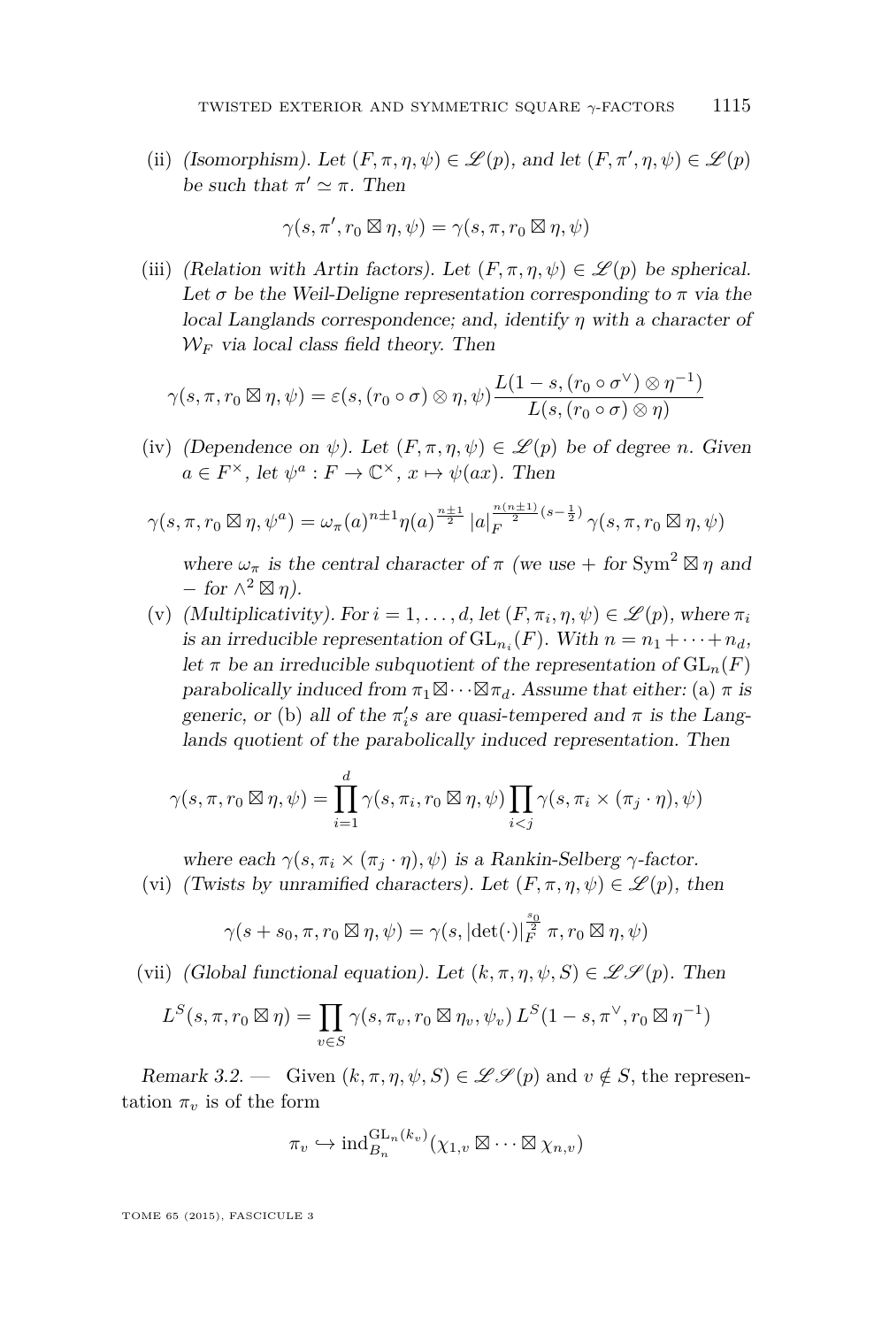(ii) *(Isomorphism). Let $(F, \pi, \eta, \psi) \in \mathscr{L}(p)$, and let $(F, \pi', \eta, \psi) \in \mathscr{L}(p)$ be such that $\pi' \simeq \pi$. Then*

$$\gamma(s, \pi', r_0 \boxtimes \eta, \psi) = \gamma(s, \pi, r_0 \boxtimes \eta, \psi)$$

(iii) *(Relation with Artin factors). Let $(F, \pi, \eta, \psi) \in \mathscr{L}(p)$ be spherical. Let $\sigma$ be the Weil-Deligne representation corresponding to $\pi$ via the local Langlands correspondence; and, identify $\eta$ with a character of $\mathcal{W}_F$ via local class field theory. Then*

$$\gamma(s, \pi, r_0 \boxtimes \eta, \psi) = \varepsilon(s, (r_0 \circ \sigma) \otimes \eta, \psi) \frac{L(1-s, (r_0 \circ \sigma^\vee) \otimes \eta^{-1})}{L(s, (r_0 \circ \sigma) \otimes \eta)}$$

(iv) *(Dependence on $\psi$). Let $(F, \pi, \eta, \psi) \in \mathscr{L}(p)$ be of degree $n$. Given $a \in F^\times$, let $\psi^a : F \to \mathbb{C}^\times$, $x \mapsto \psi(ax)$. Then*

$$\gamma(s, \pi, r_0 \boxtimes \eta, \psi^a) = \omega_\pi(a)^{n \pm 1} \eta(a)^{\frac{n \pm 1}{2}} |a|_F^{\frac{n(n \pm 1)}{2}(s - \frac{1}{2})} \gamma(s, \pi, r_0 \boxtimes \eta, \psi)$$

*where $\omega_\pi$ is the central character of $\pi$ (we use $+$ for $\mathrm{Sym}^2 \boxtimes \eta$ and $-$ for $\wedge^2 \boxtimes \eta$).*

(v) *(Multiplicativity). For $i = 1, \ldots, d$, let $(F, \pi_i, \eta, \psi) \in \mathscr{L}(p)$, where $\pi_i$ is an irreducible representation of $\mathrm{GL}_{n_i}(F)$. With $n = n_1 + \cdots + n_d$, let $\pi$ be an irreducible subquotient of the representation of $\mathrm{GL}_n(F)$ parabolically induced from $\pi_1 \boxtimes \cdots \boxtimes \pi_d$. Assume that either:* (a) *$\pi$ is generic, or* (b) *all of the $\pi_i'$s are quasi-tempered and $\pi$ is the Langlands quotient of the parabolically induced representation. Then*

$$\gamma(s, \pi, r_0 \boxtimes \eta, \psi) = \prod_{i=1}^{d} \gamma(s, \pi_i, r_0 \boxtimes \eta, \psi) \prod_{i<j} \gamma(s, \pi_i \times (\pi_j \cdot \eta), \psi)$$

*where each $\gamma(s, \pi_i \times (\pi_j \cdot \eta), \psi)$ is a Rankin-Selberg $\gamma$-factor.*

(vi) *(Twists by unramified characters). Let $(F, \pi, \eta, \psi) \in \mathscr{L}(p)$, then*

$$\gamma(s + s_0, \pi, r_0 \boxtimes \eta, \psi) = \gamma(s, |\det(\cdot)|_F^{\frac{s_0}{2}} \pi, r_0 \boxtimes \eta, \psi)$$

(vii) *(Global functional equation). Let $(k, \pi, \eta, \psi, S) \in \mathscr{LS}(p)$. Then*

$$L^S(s, \pi, r_0 \boxtimes \eta) = \prod_{v \in S} \gamma(s, \pi_v, r_0 \boxtimes \eta_v, \psi_v) \, L^S(1 - s, \pi^\vee, r_0 \boxtimes \eta^{-1})$$

*Remark 3.2.* — Given $(k, \pi, \eta, \psi, S) \in \mathscr{LS}(p)$ and $v \notin S$, the representation $\pi_v$ is of the form

$$\pi_v \hookrightarrow \mathrm{ind}_{B_n}^{\mathrm{GL}_n(k_v)}(\chi_{1,v} \boxtimes \cdots \boxtimes \chi_{n,v})$$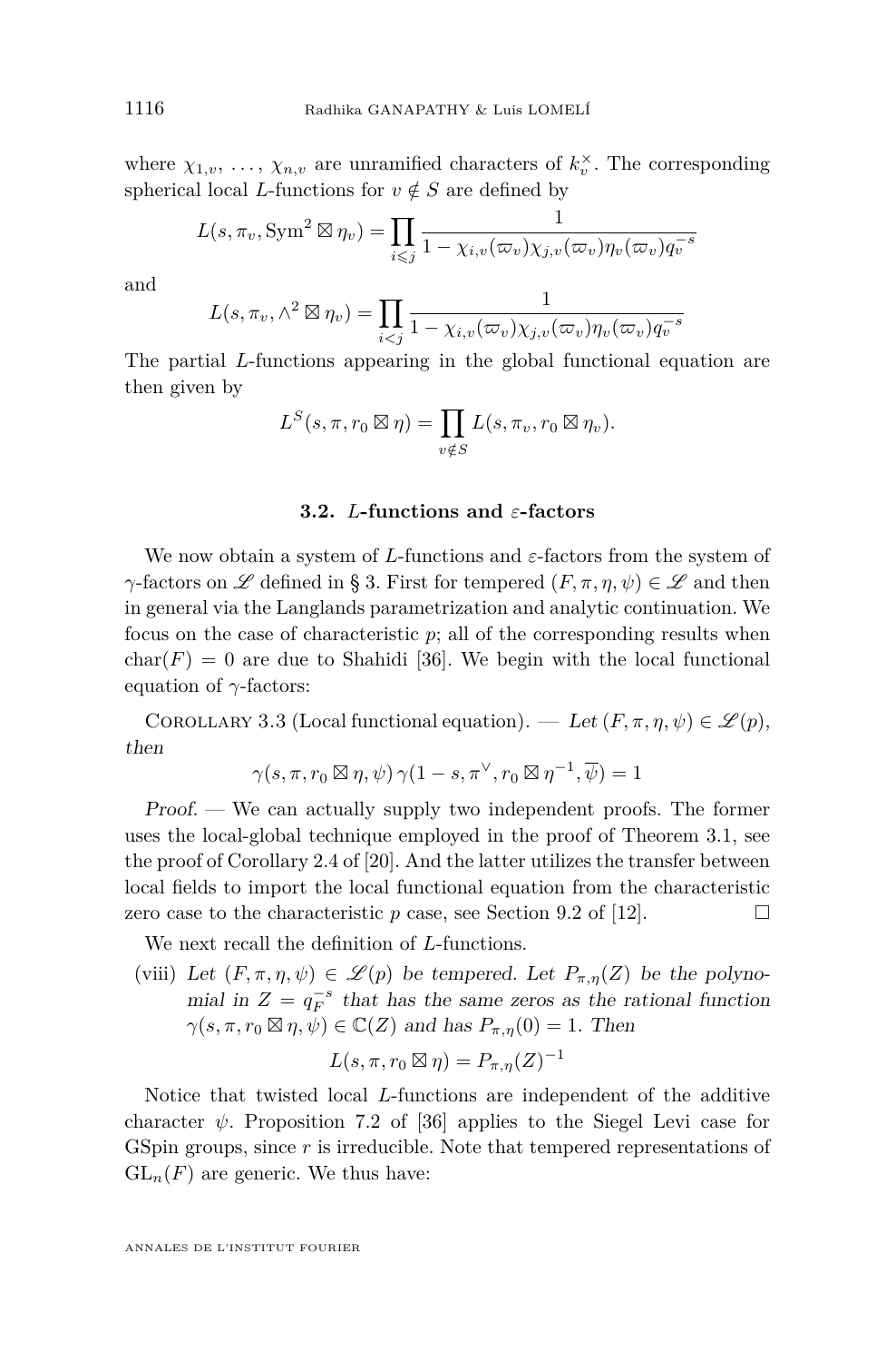where $\chi_{1,v}, \ldots, \chi_{n,v}$ are unramified characters of $k_v^\times$. The corresponding spherical local $L$-functions for $v \notin S$ are defined by

$$L(s, \pi_v, \mathrm{Sym}^2 \boxtimes \eta_v) = \prod_{i \leqslant j} \frac{1}{1 - \chi_{i,v}(\varpi_v)\chi_{j,v}(\varpi_v)\eta_v(\varpi_v)q_v^{-s}}$$

and

$$L(s, \pi_v, \wedge^2 \boxtimes \eta_v) = \prod_{i < j} \frac{1}{1 - \chi_{i,v}(\varpi_v)\chi_{j,v}(\varpi_v)\eta_v(\varpi_v)q_v^{-s}}$$

The partial $L$-functions appearing in the global functional equation are then given by

$$L^S(s, \pi, r_0 \boxtimes \eta) = \prod_{v \notin S} L(s, \pi_v, r_0 \boxtimes \eta_v).$$

### 3.2. $L$-functions and $\varepsilon$-factors

We now obtain a system of $L$-functions and $\varepsilon$-factors from the system of $\gamma$-factors on $\mathscr{L}$ defined in § 3. First for tempered $(F, \pi, \eta, \psi) \in \mathscr{L}$ and then in general via the Langlands parametrization and analytic continuation. We focus on the case of characteristic $p$; all of the corresponding results when $\mathrm{char}(F) = 0$ are due to Shahidi [36]. We begin with the local functional equation of $\gamma$-factors:

Corollary 3.3 (Local functional equation). — *Let $(F, \pi, \eta, \psi) \in \mathscr{L}(p)$, then*

$$\gamma(s, \pi, r_0 \boxtimes \eta, \psi)\, \gamma(1 - s, \pi^\vee, r_0 \boxtimes \eta^{-1}, \overline{\psi}) = 1$$

*Proof.* — We can actually supply two independent proofs. The former uses the local-global technique employed in the proof of Theorem 3.1, see the proof of Corollary 2.4 of [20]. And the latter utilizes the transfer between local fields to import the local functional equation from the characteristic zero case to the characteristic $p$ case, see Section 9.2 of [12]. □

We next recall the definition of $L$-functions.

(viii) *Let $(F, \pi, \eta, \psi) \in \mathscr{L}(p)$ be tempered. Let $P_{\pi,\eta}(Z)$ be the polynomial in $Z = q_F^{-s}$ that has the same zeros as the rational function $\gamma(s, \pi, r_0 \boxtimes \eta, \psi) \in \mathbb{C}(Z)$ and has $P_{\pi,\eta}(0) = 1$. Then*

$$L(s, \pi, r_0 \boxtimes \eta) = P_{\pi,\eta}(Z)^{-1}$$

Notice that twisted local $L$-functions are independent of the additive character $\psi$. Proposition 7.2 of [36] applies to the Siegel Levi case for GSpin groups, since $r$ is irreducible. Note that tempered representations of $\mathrm{GL}_n(F)$ are generic. We thus have: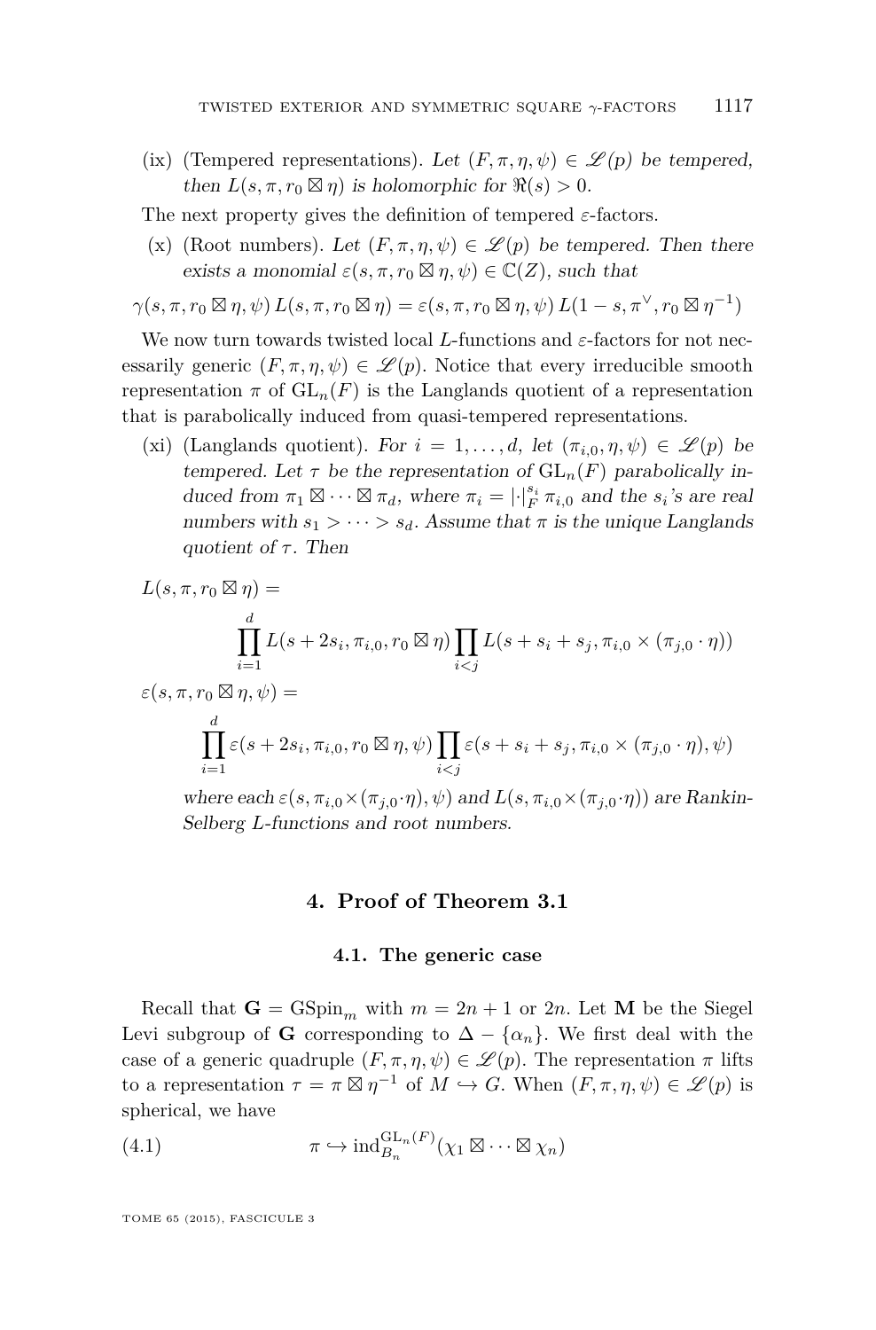(ix) (Tempered representations). *Let $(F, \pi, \eta, \psi) \in \mathscr{L}(p)$ be tempered, then $L(s, \pi, r_0 \boxtimes \eta)$ is holomorphic for $\Re(s) > 0$.*

The next property gives the definition of tempered $\varepsilon$-factors.

(x) (Root numbers). *Let $(F, \pi, \eta, \psi) \in \mathscr{L}(p)$ be tempered. Then there exists a monomial $\varepsilon(s, \pi, r_0 \boxtimes \eta, \psi) \in \mathbb{C}(Z)$, such that*

$$\gamma(s, \pi, r_0 \boxtimes \eta, \psi)\, L(s, \pi, r_0 \boxtimes \eta) = \varepsilon(s, \pi, r_0 \boxtimes \eta, \psi)\, L(1 - s, \pi^\vee, r_0 \boxtimes \eta^{-1})$$

We now turn towards twisted local $L$-functions and $\varepsilon$-factors for not necessarily generic $(F, \pi, \eta, \psi) \in \mathscr{L}(p)$. Notice that every irreducible smooth representation $\pi$ of $\mathrm{GL}_n(F)$ is the Langlands quotient of a representation that is parabolically induced from quasi-tempered representations.

(xi) (Langlands quotient). *For $i = 1, \ldots, d$, let $(\pi_{i,0}, \eta, \psi) \in \mathscr{L}(p)$ be tempered. Let $\tau$ be the representation of $\mathrm{GL}_n(F)$ parabolically induced from $\pi_1 \boxtimes \cdots \boxtimes \pi_d$, where $\pi_i = |\cdot|_F^{s_i}\, \pi_{i,0}$ and the $s_i$'s are real numbers with $s_1 > \cdots > s_d$. Assume that $\pi$ is the unique Langlands quotient of $\tau$. Then*

$$L(s, \pi, r_0 \boxtimes \eta) = \prod_{i=1}^{d} L(s + 2s_i, \pi_{i,0}, r_0 \boxtimes \eta) \prod_{i<j} L(s + s_i + s_j, \pi_{i,0} \times (\pi_{j,0} \cdot \eta))$$

$$\varepsilon(s, \pi, r_0 \boxtimes \eta, \psi) = \prod_{i=1}^{d} \varepsilon(s + 2s_i, \pi_{i,0}, r_0 \boxtimes \eta, \psi) \prod_{i<j} \varepsilon(s + s_i + s_j, \pi_{i,0} \times (\pi_{j,0} \cdot \eta), \psi)$$

*where each $\varepsilon(s, \pi_{i,0} \times (\pi_{j,0} \cdot \eta), \psi)$ and $L(s, \pi_{i,0} \times (\pi_{j,0} \cdot \eta))$ are Rankin-Selberg $L$-functions and root numbers.*

## 4. Proof of Theorem 3.1

### 4.1. The generic case

Recall that $\mathbf{G} = \mathrm{GSpin}_m$ with $m = 2n + 1$ or $2n$. Let $\mathbf{M}$ be the Siegel Levi subgroup of $\mathbf{G}$ corresponding to $\Delta - \{\alpha_n\}$. We first deal with the case of a generic quadruple $(F, \pi, \eta, \psi) \in \mathscr{L}(p)$. The representation $\pi$ lifts to a representation $\tau = \pi \boxtimes \eta^{-1}$ of $M \hookrightarrow G$. When $(F, \pi, \eta, \psi) \in \mathscr{L}(p)$ is spherical, we have

$$\pi \hookrightarrow \mathrm{ind}_{B_n}^{\mathrm{GL}_n(F)}(\chi_1 \boxtimes \cdots \boxtimes \chi_n) \tag{4.1}$$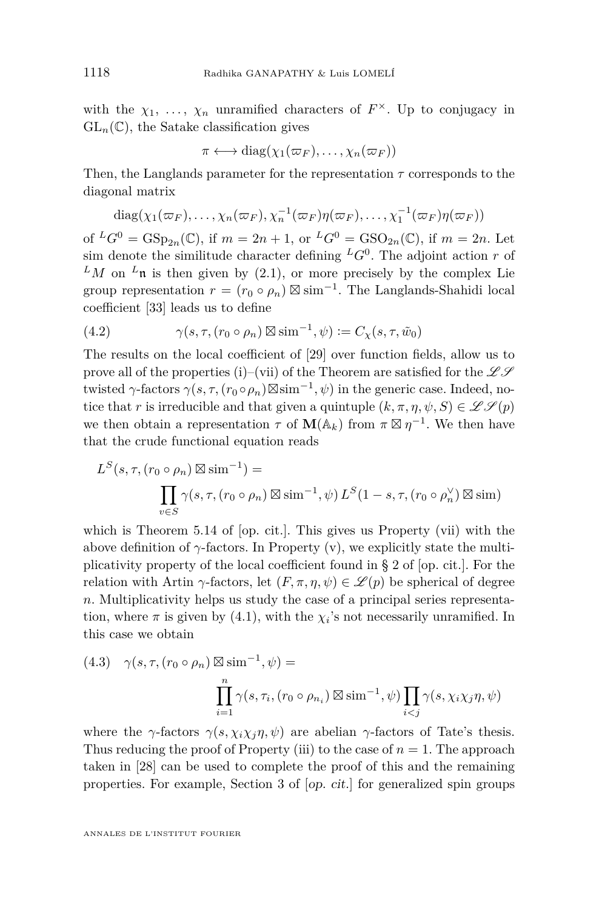with the $\chi_1, \ldots, \chi_n$ unramified characters of $F^\times$. Up to conjugacy in $\mathrm{GL}_n(\mathbb{C})$, the Satake classification gives

$$\pi \longleftrightarrow \mathrm{diag}(\chi_1(\varpi_F), \ldots, \chi_n(\varpi_F))$$

Then, the Langlands parameter for the representation $\tau$ corresponds to the diagonal matrix

$$\mathrm{diag}(\chi_1(\varpi_F), \ldots, \chi_n(\varpi_F), \chi_n^{-1}(\varpi_F)\eta(\varpi_F), \ldots, \chi_1^{-1}(\varpi_F)\eta(\varpi_F))$$

of ${}^LG^0 = \mathrm{GSp}_{2n}(\mathbb{C})$, if $m = 2n+1$, or ${}^LG^0 = \mathrm{GSO}_{2n}(\mathbb{C})$, if $m = 2n$. Let sim denote the similitude character defining ${}^LG^0$. The adjoint action $r$ of ${}^LM$ on ${}^L\mathfrak{n}$ is then given by (2.1), or more precisely by the complex Lie group representation $r = (r_0 \circ \rho_n) \boxtimes \mathrm{sim}^{-1}$. The Langlands-Shahidi local coefficient [33] leads us to define

$$\gamma(s, \tau, (r_0 \circ \rho_n) \boxtimes \mathrm{sim}^{-1}, \psi) := C_\chi(s, \tau, \tilde{w}_0) \tag{4.2}$$

The results on the local coefficient of [29] over function fields, allow us to prove all of the properties (i)–(vii) of the Theorem are satisfied for the $\mathscr{L}\mathscr{S}$ twisted $\gamma$-factors $\gamma(s, \tau, (r_0 \circ \rho_n) \boxtimes \mathrm{sim}^{-1}, \psi)$ in the generic case. Indeed, notice that $r$ is irreducible and that given a quintuple $(k, \pi, \eta, \psi, S) \in \mathscr{L}\mathscr{S}(p)$ we then obtain a representation $\tau$ of $\mathbf{M}(\mathbb{A}_k)$ from $\pi \boxtimes \eta^{-1}$. We then have that the crude functional equation reads

$$L^S(s, \tau, (r_0 \circ \rho_n) \boxtimes \mathrm{sim}^{-1}) = \prod_{v \in S} \gamma(s, \tau, (r_0 \circ \rho_n) \boxtimes \mathrm{sim}^{-1}, \psi)\, L^S(1-s, \tau, (r_0 \circ \rho_n^\vee) \boxtimes \mathrm{sim})$$

which is Theorem 5.14 of [op. cit.]. This gives us Property (vii) with the above definition of $\gamma$-factors. In Property (v), we explicitly state the multiplicativity property of the local coefficient found in § 2 of [op. cit.]. For the relation with Artin $\gamma$-factors, let $(F, \pi, \eta, \psi) \in \mathscr{L}(p)$ be spherical of degree $n$. Multiplicativity helps us study the case of a principal series representation, where $\pi$ is given by (4.1), with the $\chi_i$'s not necessarily unramified. In this case we obtain

$$\gamma(s, \tau, (r_0 \circ \rho_n) \boxtimes \mathrm{sim}^{-1}, \psi) = \prod_{i=1}^{n} \gamma(s, \tau_i, (r_0 \circ \rho_{n_i}) \boxtimes \mathrm{sim}^{-1}, \psi) \prod_{i<j} \gamma(s, \chi_i\chi_j\eta, \psi) \tag{4.3}$$

where the $\gamma$-factors $\gamma(s, \chi_i\chi_j\eta, \psi)$ are abelian $\gamma$-factors of Tate's thesis. Thus reducing the proof of Property (iii) to the case of $n = 1$. The approach taken in [28] can be used to complete the proof of this and the remaining properties. For example, Section 3 of [*op. cit.*] for generalized spin groups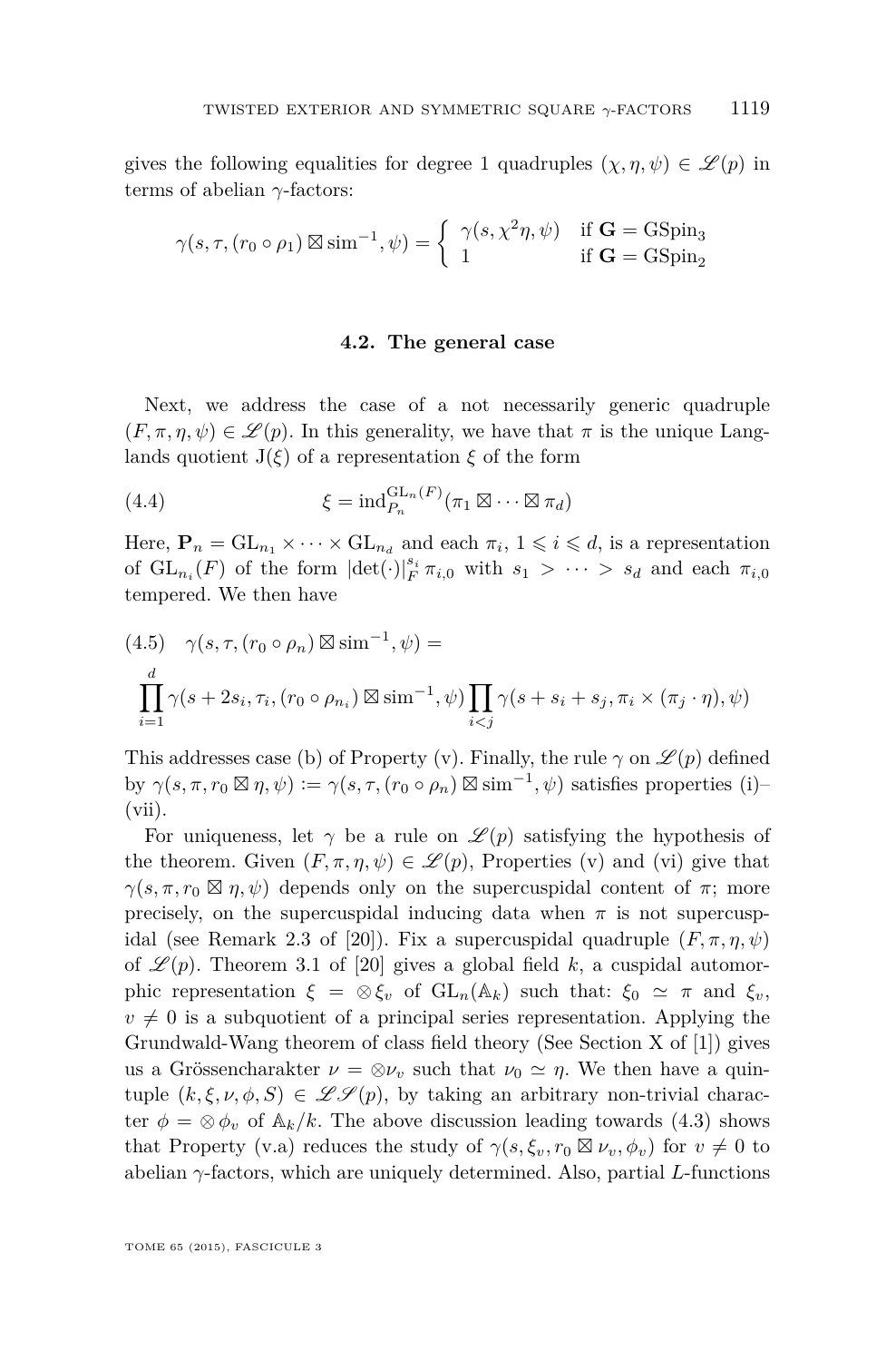gives the following equalities for degree 1 quadruples $(\chi, \eta, \psi) \in \mathscr{L}(p)$ in terms of abelian $\gamma$-factors:

$$\gamma(s, \tau, (r_0 \circ \rho_1) \boxtimes \mathrm{sim}^{-1}, \psi) = \begin{cases} \gamma(s, \chi^2\eta, \psi) & \text{if } \mathbf{G} = \mathrm{GSpin}_3 \\ 1 & \text{if } \mathbf{G} = \mathrm{GSpin}_2 \end{cases}$$

### 4.2. The general case

Next, we address the case of a not necessarily generic quadruple $(F, \pi, \eta, \psi) \in \mathscr{L}(p)$. In this generality, we have that $\pi$ is the unique Langlands quotient $\mathrm{J}(\xi)$ of a representation $\xi$ of the form

$$\xi = \mathrm{ind}_{P_n}^{\mathrm{GL}_n(F)}(\pi_1 \boxtimes \cdots \boxtimes \pi_d) \tag{4.4}$$

Here, $\mathbf{P}_n = \mathrm{GL}_{n_1} \times \cdots \times \mathrm{GL}_{n_d}$ and each $\pi_i$, $1 \leqslant i \leqslant d$, is a representation of $\mathrm{GL}_{n_i}(F)$ of the form $|\det(\cdot)|_F^{s_i} \pi_{i,0}$ with $s_1 > \cdots > s_d$ and each $\pi_{i,0}$ tempered. We then have

$$\begin{aligned}(4.5)\quad &\gamma(s, \tau, (r_0 \circ \rho_n) \boxtimes \mathrm{sim}^{-1}, \psi) = \\ &\prod_{i=1}^{d} \gamma(s + 2s_i, \tau_i, (r_0 \circ \rho_{n_i}) \boxtimes \mathrm{sim}^{-1}, \psi) \prod_{i<j} \gamma(s + s_i + s_j, \pi_i \times (\pi_j \cdot \eta), \psi)\end{aligned}$$

This addresses case (b) of Property (v). Finally, the rule $\gamma$ on $\mathscr{L}(p)$ defined by $\gamma(s, \pi, r_0 \boxtimes \eta, \psi) := \gamma(s, \tau, (r_0 \circ \rho_n) \boxtimes \mathrm{sim}^{-1}, \psi)$ satisfies properties (i)–(vii).

For uniqueness, let $\gamma$ be a rule on $\mathscr{L}(p)$ satisfying the hypothesis of the theorem. Given $(F, \pi, \eta, \psi) \in \mathscr{L}(p)$, Properties (v) and (vi) give that $\gamma(s, \pi, r_0 \boxtimes \eta, \psi)$ depends only on the supercuspidal content of $\pi$; more precisely, on the supercuspidal inducing data when $\pi$ is not supercuspidal (see Remark 2.3 of [20]). Fix a supercuspidal quadruple $(F, \pi, \eta, \psi)$ of $\mathscr{L}(p)$. Theorem 3.1 of [20] gives a global field $k$, a cuspidal automorphic representation $\xi = \otimes \xi_v$ of $\mathrm{GL}_n(\mathbb{A}_k)$ such that: $\xi_0 \simeq \pi$ and $\xi_v$, $v \neq 0$ is a subquotient of a principal series representation. Applying the Grundwald-Wang theorem of class field theory (See Section X of [1]) gives us a Grössencharakter $\nu = \otimes \nu_v$ such that $\nu_0 \simeq \eta$. We then have a quintuple $(k, \xi, \nu, \phi, S) \in \mathscr{LS}(p)$, by taking an arbitrary non-trivial character $\phi = \otimes \phi_v$ of $\mathbb{A}_k/k$. The above discussion leading towards (4.3) shows that Property (v.a) reduces the study of $\gamma(s, \xi_v, r_0 \boxtimes \nu_v, \phi_v)$ for $v \neq 0$ to abelian $\gamma$-factors, which are uniquely determined. Also, partial $L$-functions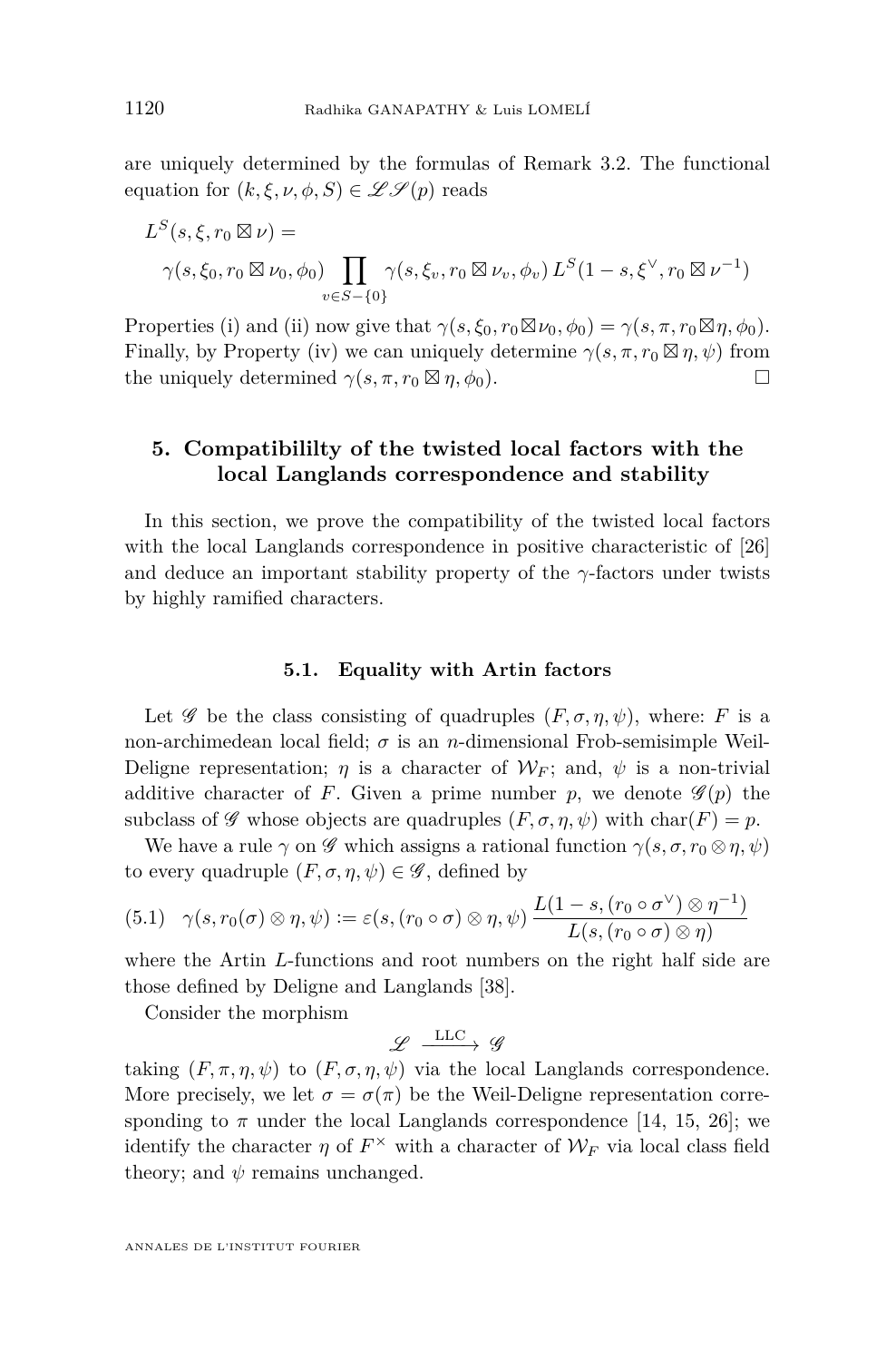are uniquely determined by the formulas of Remark 3.2. The functional equation for $(k, \xi, \nu, \phi, S) \in \mathscr{LS}(p)$ reads

$$L^S(s, \xi, r_0 \boxtimes \nu) = \\ \gamma(s, \xi_0, r_0 \boxtimes \nu_0, \phi_0) \prod_{v \in S - \{0\}} \gamma(s, \xi_v, r_0 \boxtimes \nu_v, \phi_v) \, L^S(1 - s, \xi^\vee, r_0 \boxtimes \nu^{-1})$$

Properties (i) and (ii) now give that $\gamma(s, \xi_0, r_0 \boxtimes \nu_0, \phi_0) = \gamma(s, \pi, r_0 \boxtimes \eta, \phi_0)$. Finally, by Property (iv) we can uniquely determine $\gamma(s, \pi, r_0 \boxtimes \eta, \psi)$ from the uniquely determined $\gamma(s, \pi, r_0 \boxtimes \eta, \phi_0)$. □

## 5. Compatibililty of the twisted local factors with the local Langlands correspondence and stability

In this section, we prove the compatibility of the twisted local factors with the local Langlands correspondence in positive characteristic of [26] and deduce an important stability property of the $\gamma$-factors under twists by highly ramified characters.

### 5.1. Equality with Artin factors

Let $\mathscr{G}$ be the class consisting of quadruples $(F, \sigma, \eta, \psi)$, where: $F$ is a non-archimedean local field; $\sigma$ is an $n$-dimensional Frob-semisimple Weil-Deligne representation; $\eta$ is a character of $\mathcal{W}_F$; and, $\psi$ is a non-trivial additive character of $F$. Given a prime number $p$, we denote $\mathscr{G}(p)$ the subclass of $\mathscr{G}$ whose objects are quadruples $(F, \sigma, \eta, \psi)$ with $\mathrm{char}(F) = p$.

We have a rule $\gamma$ on $\mathscr{G}$ which assigns a rational function $\gamma(s, \sigma, r_0 \otimes \eta, \psi)$ to every quadruple $(F, \sigma, \eta, \psi) \in \mathscr{G}$, defined by

$$\gamma(s, r_0(\sigma) \otimes \eta, \psi) := \varepsilon(s, (r_0 \circ \sigma) \otimes \eta, \psi) \, \frac{L(1 - s, (r_0 \circ \sigma^\vee) \otimes \eta^{-1})}{L(s, (r_0 \circ \sigma) \otimes \eta)} \tag{5.1}$$

where the Artin $L$-functions and root numbers on the right half side are those defined by Deligne and Langlands [38].

Consider the morphism

$$\mathscr{L} \xrightarrow{\text{LLC}} \mathscr{G}$$

taking $(F, \pi, \eta, \psi)$ to $(F, \sigma, \eta, \psi)$ via the local Langlands correspondence. More precisely, we let $\sigma = \sigma(\pi)$ be the Weil-Deligne representation corresponding to $\pi$ under the local Langlands correspondence [14, 15, 26]; we identify the character $\eta$ of $F^\times$ with a character of $\mathcal{W}_F$ via local class field theory; and $\psi$ remains unchanged.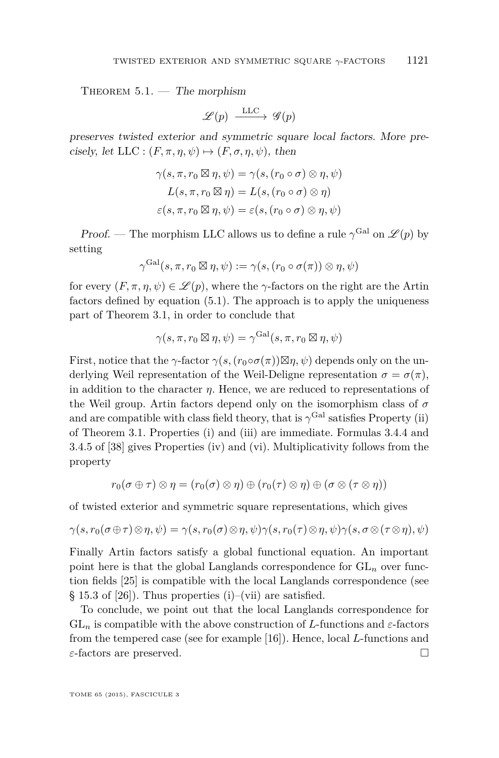Theorem 5.1. — *The morphism*

$$\mathscr{L}(p) \xrightarrow{\text{LLC}} \mathscr{G}(p)$$

*preserves twisted exterior and symmetric square local factors. More precisely, let* $\text{LLC} : (F, \pi, \eta, \psi) \mapsto (F, \sigma, \eta, \psi)$, *then*

$$\gamma(s, \pi, r_0 \boxtimes \eta, \psi) = \gamma(s, (r_0 \circ \sigma) \otimes \eta, \psi)$$
$$L(s, \pi, r_0 \boxtimes \eta) = L(s, (r_0 \circ \sigma) \otimes \eta)$$
$$\varepsilon(s, \pi, r_0 \boxtimes \eta, \psi) = \varepsilon(s, (r_0 \circ \sigma) \otimes \eta, \psi)$$

*Proof.* — The morphism LLC allows us to define a rule $\gamma^{\text{Gal}}$ on $\mathscr{L}(p)$ by setting

$$\gamma^{\text{Gal}}(s, \pi, r_0 \boxtimes \eta, \psi) := \gamma(s, (r_0 \circ \sigma(\pi)) \otimes \eta, \psi)$$

for every $(F, \pi, \eta, \psi) \in \mathscr{L}(p)$, where the $\gamma$-factors on the right are the Artin factors defined by equation (5.1). The approach is to apply the uniqueness part of Theorem 3.1, in order to conclude that

$$\gamma(s, \pi, r_0 \boxtimes \eta, \psi) = \gamma^{\text{Gal}}(s, \pi, r_0 \boxtimes \eta, \psi)$$

First, notice that the $\gamma$-factor $\gamma(s, (r_0 \circ \sigma(\pi)) \boxtimes \eta, \psi)$ depends only on the underlying Weil representation of the Weil-Deligne representation $\sigma = \sigma(\pi)$, in addition to the character $\eta$. Hence, we are reduced to representations of the Weil group. Artin factors depend only on the isomorphism class of $\sigma$ and are compatible with class field theory, that is $\gamma^{\text{Gal}}$ satisfies Property (ii) of Theorem 3.1. Properties (i) and (iii) are immediate. Formulas 3.4.4 and 3.4.5 of [38] gives Properties (iv) and (vi). Multiplicativity follows from the property

$$r_0(\sigma \oplus \tau) \otimes \eta = (r_0(\sigma) \otimes \eta) \oplus (r_0(\tau) \otimes \eta) \oplus (\sigma \otimes (\tau \otimes \eta))$$

of twisted exterior and symmetric square representations, which gives

$$\gamma(s, r_0(\sigma \oplus \tau) \otimes \eta, \psi) = \gamma(s, r_0(\sigma) \otimes \eta, \psi)\gamma(s, r_0(\tau) \otimes \eta, \psi)\gamma(s, \sigma \otimes (\tau \otimes \eta), \psi)$$

Finally Artin factors satisfy a global functional equation. An important point here is that the global Langlands correspondence for $\text{GL}_n$ over function fields [25] is compatible with the local Langlands correspondence (see § 15.3 of [26]). Thus properties (i)–(vii) are satisfied.

To conclude, we point out that the local Langlands correspondence for $\text{GL}_n$ is compatible with the above construction of $L$-functions and $\varepsilon$-factors from the tempered case (see for example [16]). Hence, local $L$-functions and $\varepsilon$-factors are preserved. $\square$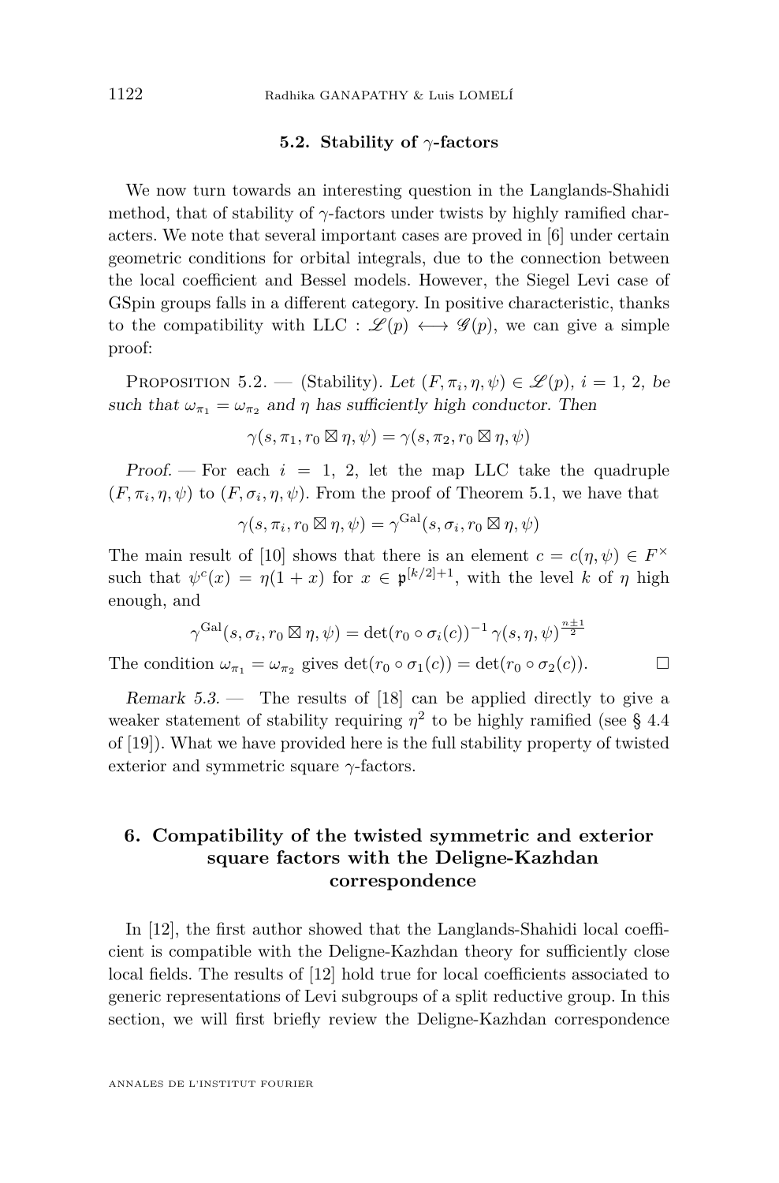### 5.2. Stability of $\gamma$-factors

We now turn towards an interesting question in the Langlands-Shahidi method, that of stability of $\gamma$-factors under twists by highly ramified characters. We note that several important cases are proved in [6] under certain geometric conditions for orbital integrals, due to the connection between the local coefficient and Bessel models. However, the Siegel Levi case of GSpin groups falls in a different category. In positive characteristic, thanks to the compatibility with LLC : $\mathscr{L}(p) \longleftrightarrow \mathscr{G}(p)$, we can give a simple proof:

Proposition 5.2. — (Stability). *Let $(F, \pi_i, \eta, \psi) \in \mathscr{L}(p)$, $i = 1, 2$, be such that $\omega_{\pi_1} = \omega_{\pi_2}$ and $\eta$ has sufficiently high conductor. Then*

$$\gamma(s, \pi_1, r_0 \boxtimes \eta, \psi) = \gamma(s, \pi_2, r_0 \boxtimes \eta, \psi)$$

*Proof.* — For each $i = 1, 2$, let the map LLC take the quadruple $(F, \pi_i, \eta, \psi)$ to $(F, \sigma_i, \eta, \psi)$. From the proof of Theorem 5.1, we have that

$$\gamma(s, \pi_i, r_0 \boxtimes \eta, \psi) = \gamma^{\mathrm{Gal}}(s, \sigma_i, r_0 \boxtimes \eta, \psi)$$

The main result of [10] shows that there is an element $c = c(\eta, \psi) \in F^\times$ such that $\psi^c(x) = \eta(1 + x)$ for $x \in \mathfrak{p}^{[k/2]+1}$, with the level $k$ of $\eta$ high enough, and

$$\gamma^{\mathrm{Gal}}(s, \sigma_i, r_0 \boxtimes \eta, \psi) = \det(r_0 \circ \sigma_i(c))^{-1} \gamma(s, \eta, \psi)^{\frac{n \pm 1}{2}}$$

The condition $\omega_{\pi_1} = \omega_{\pi_2}$ gives $\det(r_0 \circ \sigma_1(c)) = \det(r_0 \circ \sigma_2(c))$. □

*Remark 5.3.* — The results of [18] can be applied directly to give a weaker statement of stability requiring $\eta^2$ to be highly ramified (see § 4.4 of [19]). What we have provided here is the full stability property of twisted exterior and symmetric square $\gamma$-factors.

## 6. Compatibility of the twisted symmetric and exterior square factors with the Deligne-Kazhdan correspondence

In [12], the first author showed that the Langlands-Shahidi local coefficient is compatible with the Deligne-Kazhdan theory for sufficiently close local fields. The results of [12] hold true for local coefficients associated to generic representations of Levi subgroups of a split reductive group. In this section, we will first briefly review the Deligne-Kazhdan correspondence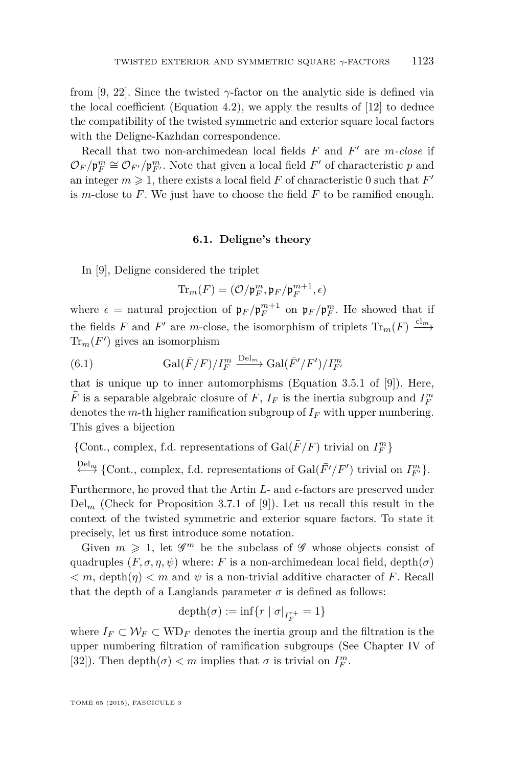from [9, 22]. Since the twisted $\gamma$-factor on the analytic side is defined via the local coefficient (Equation 4.2), we apply the results of [12] to deduce the compatibility of the twisted symmetric and exterior square local factors with the Deligne-Kazhdan correspondence.

Recall that two non-archimedean local fields $F$ and $F'$ are *$m$-close* if $\mathcal{O}_F/\mathfrak{p}_F^m \cong \mathcal{O}_{F'}/\mathfrak{p}_{F'}^m$. Note that given a local field $F'$ of characteristic $p$ and an integer $m \geqslant 1$, there exists a local field $F$ of characteristic 0 such that $F'$ is $m$-close to $F$. We just have to choose the field $F$ to be ramified enough.

### 6.1. Deligne's theory

In [9], Deligne considered the triplet

$$\mathrm{Tr}_m(F) = (\mathcal{O}/\mathfrak{p}_F^m, \mathfrak{p}_F/\mathfrak{p}_F^{m+1}, \epsilon)$$

where $\epsilon$ = natural projection of $\mathfrak{p}_F/\mathfrak{p}_F^{m+1}$ on $\mathfrak{p}_F/\mathfrak{p}_F^m$. He showed that if the fields $F$ and $F'$ are $m$-close, the isomorphism of triplets $\mathrm{Tr}_m(F) \xrightarrow{\mathrm{cl}_m} \mathrm{Tr}_m(F')$ gives an isomorphism

$$\mathrm{Gal}(\bar{F}/F)/I_F^m \xrightarrow{\mathrm{Del}_m} \mathrm{Gal}(\bar{F}'/F')/I_{F'}^m \tag{6.1}$$

that is unique up to inner automorphisms (Equation 3.5.1 of [9]). Here, $\bar{F}$ is a separable algebraic closure of $F$, $I_F$ is the inertia subgroup and $I_F^m$ denotes the $m$-th higher ramification subgroup of $I_F$ with upper numbering. This gives a bijection

$$\{\text{Cont., complex, f.d. representations of } \mathrm{Gal}(\bar{F}/F) \text{ trivial on } I_F^m\}$$
$$\overset{\mathrm{Del}_m}{\longleftrightarrow} \{\text{Cont., complex, f.d. representations of } \mathrm{Gal}(\bar{F}'/F') \text{ trivial on } I_{F'}^m\}.$$

Furthermore, he proved that the Artin $L$- and $\epsilon$-factors are preserved under $\mathrm{Del}_m$ (Check for Proposition 3.7.1 of [9]). Let us recall this result in the context of the twisted symmetric and exterior square factors. To state it precisely, let us first introduce some notation.

Given $m \geqslant 1$, let $\mathscr{G}^m$ be the subclass of $\mathscr{G}$ whose objects consist of quadruples $(F, \sigma, \eta, \psi)$ where: $F$ is a non-archimedean local field, $\mathrm{depth}(\sigma) < m$, $\mathrm{depth}(\eta) < m$ and $\psi$ is a non-trivial additive character of $F$. Recall that the depth of a Langlands parameter $\sigma$ is defined as follows:

$$\mathrm{depth}(\sigma) := \inf\{r \mid \sigma|_{I_F^{r+}} = 1\}$$

where $I_F \subset \mathcal{W}_F \subset \mathrm{WD}_F$ denotes the inertia group and the filtration is the upper numbering filtration of ramification subgroups (See Chapter IV of [32]). Then $\mathrm{depth}(\sigma) < m$ implies that $\sigma$ is trivial on $I_F^m$.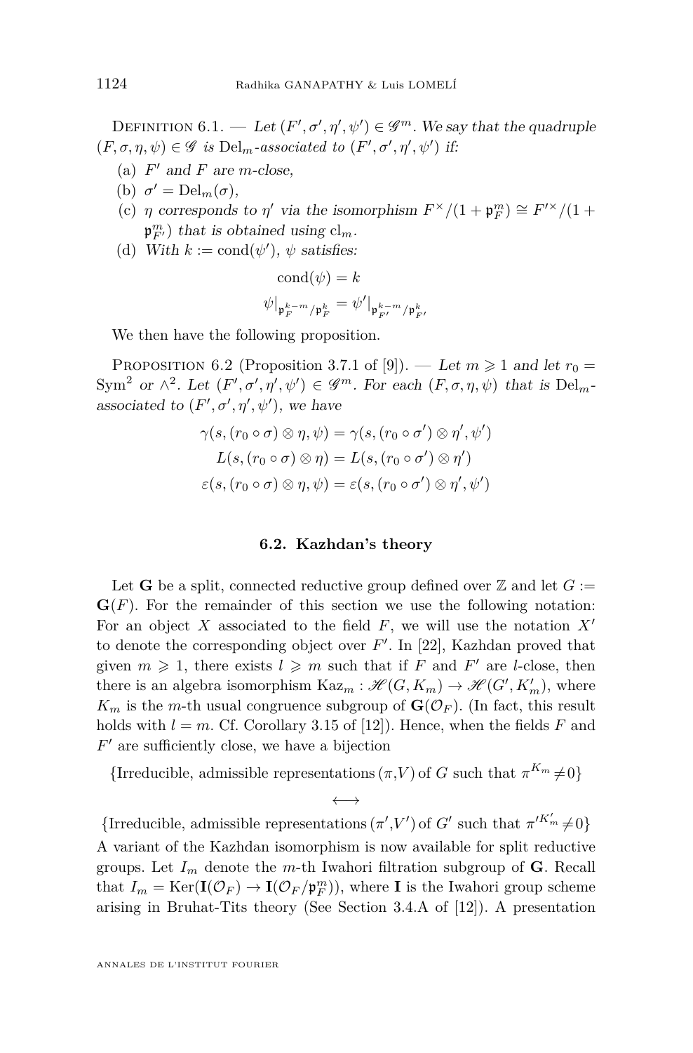Definition 6.1. — *Let $(F', \sigma', \eta', \psi') \in \mathscr{G}^m$. We say that the quadruple $(F, \sigma, \eta, \psi) \in \mathscr{G}$ is $\mathrm{Del}_m$-associated to $(F', \sigma', \eta', \psi')$ if:*

(a) *$F'$ and $F$ are $m$-close,*

(b) *$\sigma' = \mathrm{Del}_m(\sigma)$,*

(c) *$\eta$ corresponds to $\eta'$ via the isomorphism $F^\times/(1+\mathfrak{p}_F^m) \cong F'^\times/(1+\mathfrak{p}_{F'}^m)$ that is obtained using $\mathrm{cl}_m$.*

(d) *With $k := \mathrm{cond}(\psi')$, $\psi$ satisfies:*

$$\mathrm{cond}(\psi) = k$$

$$\psi|_{\mathfrak{p}_F^{k-m}/\mathfrak{p}_F^k} = \psi'|_{\mathfrak{p}_{F'}^{k-m}/\mathfrak{p}_{F'}^k}$$

We then have the following proposition.

Proposition 6.2 (Proposition 3.7.1 of [9]). — *Let $m \geqslant 1$ and let $r_0 = \mathrm{Sym}^2$ or $\wedge^2$. Let $(F', \sigma', \eta', \psi') \in \mathscr{G}^m$. For each $(F, \sigma, \eta, \psi)$ that is $\mathrm{Del}_m$-associated to $(F', \sigma', \eta', \psi')$, we have*

$$\gamma(s, (r_0 \circ \sigma) \otimes \eta, \psi) = \gamma(s, (r_0 \circ \sigma') \otimes \eta', \psi')$$
$$L(s, (r_0 \circ \sigma) \otimes \eta) = L(s, (r_0 \circ \sigma') \otimes \eta')$$
$$\varepsilon(s, (r_0 \circ \sigma) \otimes \eta, \psi) = \varepsilon(s, (r_0 \circ \sigma') \otimes \eta', \psi')$$

### 6.2. Kazhdan's theory

Let $\mathbf{G}$ be a split, connected reductive group defined over $\mathbb{Z}$ and let $G := \mathbf{G}(F)$. For the remainder of this section we use the following notation: For an object $X$ associated to the field $F$, we will use the notation $X'$ to denote the corresponding object over $F'$. In [22], Kazhdan proved that given $m \geqslant 1$, there exists $l \geqslant m$ such that if $F$ and $F'$ are $l$-close, then there is an algebra isomorphism $\mathrm{Kaz}_m : \mathscr{H}(G, K_m) \to \mathscr{H}(G', K_m')$, where $K_m$ is the $m$-th usual congruence subgroup of $\mathbf{G}(\mathcal{O}_F)$. (In fact, this result holds with $l = m$. Cf. Corollary 3.15 of [12]). Hence, when the fields $F$ and $F'$ are sufficiently close, we have a bijection

$$\{\text{Irreducible, admissible representations}\,(\pi, V)\,\text{of}\ G\ \text{such that}\ \pi^{K_m} \neq 0\}$$
$$\longleftrightarrow$$
$$\{\text{Irreducible, admissible representations}\,(\pi', V')\,\text{of}\ G'\ \text{such that}\ \pi'^{K_m'} \neq 0\}$$

A variant of the Kazhdan isomorphism is now available for split reductive groups. Let $I_m$ denote the $m$-th Iwahori filtration subgroup of $\mathbf{G}$. Recall that $I_m = \mathrm{Ker}(\mathbf{I}(\mathcal{O}_F) \to \mathbf{I}(\mathcal{O}_F/\mathfrak{p}_F^m))$, where $\mathbf{I}$ is the Iwahori group scheme arising in Bruhat-Tits theory (See Section 3.4.A of [12]). A presentation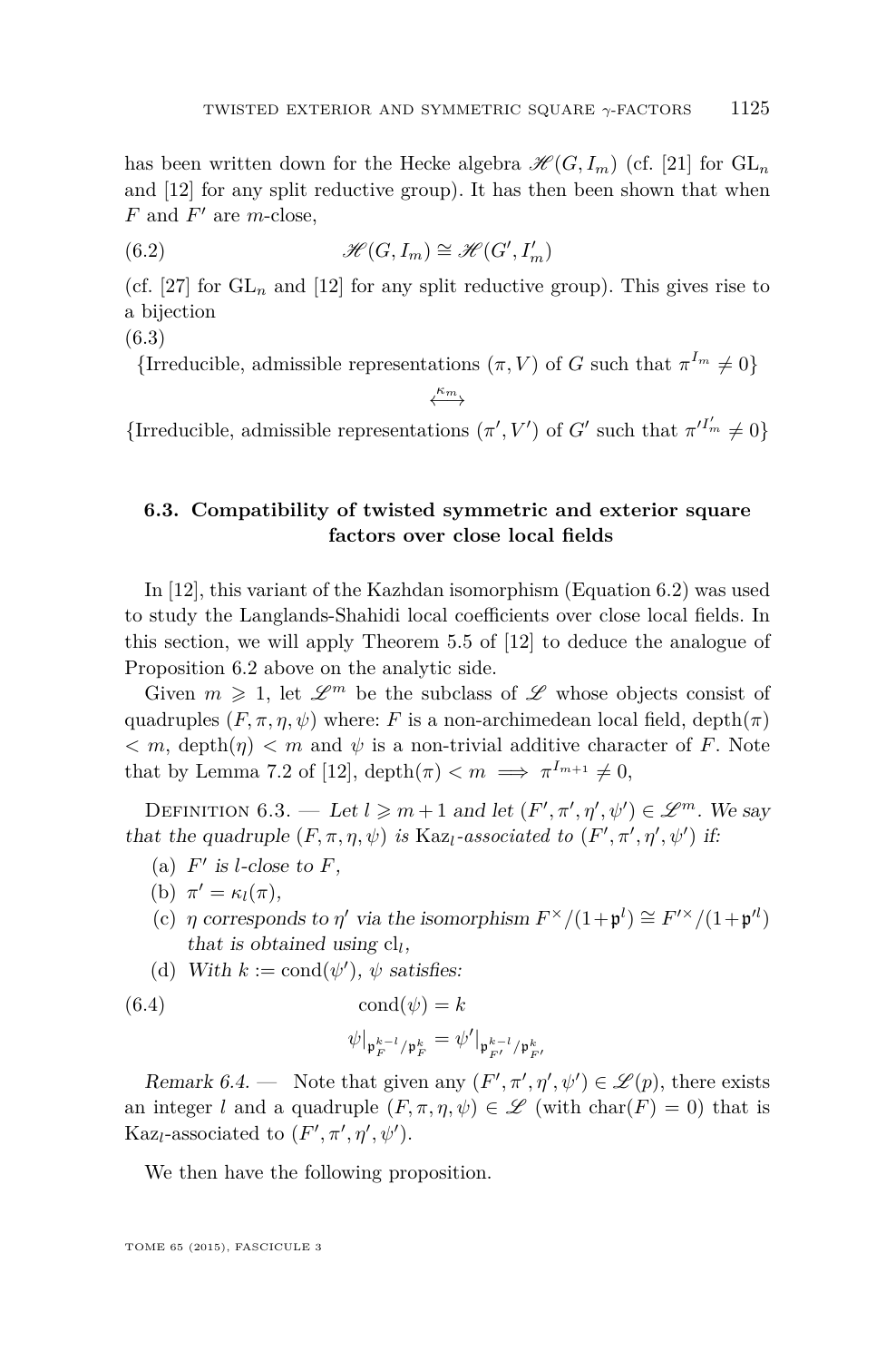has been written down for the Hecke algebra $\mathscr{H}(G, I_m)$ (cf. [21] for $\mathrm{GL}_n$ and [12] for any split reductive group). It has then been shown that when $F$ and $F'$ are $m$-close,

$$\mathscr{H}(G, I_m) \cong \mathscr{H}(G', I'_m) \tag{6.2}$$

(cf. [27] for $\mathrm{GL}_n$ and [12] for any split reductive group). This gives rise to a bijection

(6.3)

$$\{\text{Irreducible, admissible representations } (\pi, V) \text{ of } G \text{ such that } \pi^{I_m} \neq 0\}$$

$$\overset{\kappa_m}{\longleftrightarrow}$$

$$\{\text{Irreducible, admissible representations } (\pi', V') \text{ of } G' \text{ such that } \pi'^{I'_m} \neq 0\}$$

### 6.3. Compatibility of twisted symmetric and exterior square factors over close local fields

In [12], this variant of the Kazhdan isomorphism (Equation 6.2) was used to study the Langlands-Shahidi local coefficients over close local fields. In this section, we will apply Theorem 5.5 of [12] to deduce the analogue of Proposition 6.2 above on the analytic side.

Given $m \geqslant 1$, let $\mathscr{L}^m$ be the subclass of $\mathscr{L}$ whose objects consist of quadruples $(F, \pi, \eta, \psi)$ where: $F$ is a non-archimedean local field, $\mathrm{depth}(\pi) < m$, $\mathrm{depth}(\eta) < m$ and $\psi$ is a non-trivial additive character of $F$. Note that by Lemma 7.2 of [12], $\mathrm{depth}(\pi) < m \implies \pi^{I_{m+1}} \neq 0$,

Definition 6.3. — *Let $l \geqslant m+1$ and let $(F', \pi', \eta', \psi') \in \mathscr{L}^m$. We say that the quadruple $(F, \pi, \eta, \psi)$ is* $\mathrm{Kaz}_l$*-associated to $(F', \pi', \eta', \psi')$ if:*

(a) *$F'$ is $l$-close to $F$,*

(b) *$\pi' = \kappa_l(\pi)$,*

(c) *$\eta$ corresponds to $\eta'$ via the isomorphism $F^\times/(1+\mathfrak{p}^l) \cong F'^\times/(1+\mathfrak{p}'^l)$ that is obtained using $\mathrm{cl}_l$,*

(d) *With $k := \mathrm{cond}(\psi')$, $\psi$ satisfies:*

$$\mathrm{cond}(\psi) = k \tag{6.4}$$

$$\psi|_{\mathfrak{p}_F^{k-l}/\mathfrak{p}_F^k} = \psi'|_{\mathfrak{p}_{F'}^{k-l}/\mathfrak{p}_{F'}^k}$$

*Remark 6.4.* — Note that given any $(F', \pi', \eta', \psi') \in \mathscr{L}(p)$, there exists an integer $l$ and a quadruple $(F, \pi, \eta, \psi) \in \mathscr{L}$ (with $\mathrm{char}(F) = 0$) that is $\mathrm{Kaz}_l$-associated to $(F', \pi', \eta', \psi')$.

We then have the following proposition.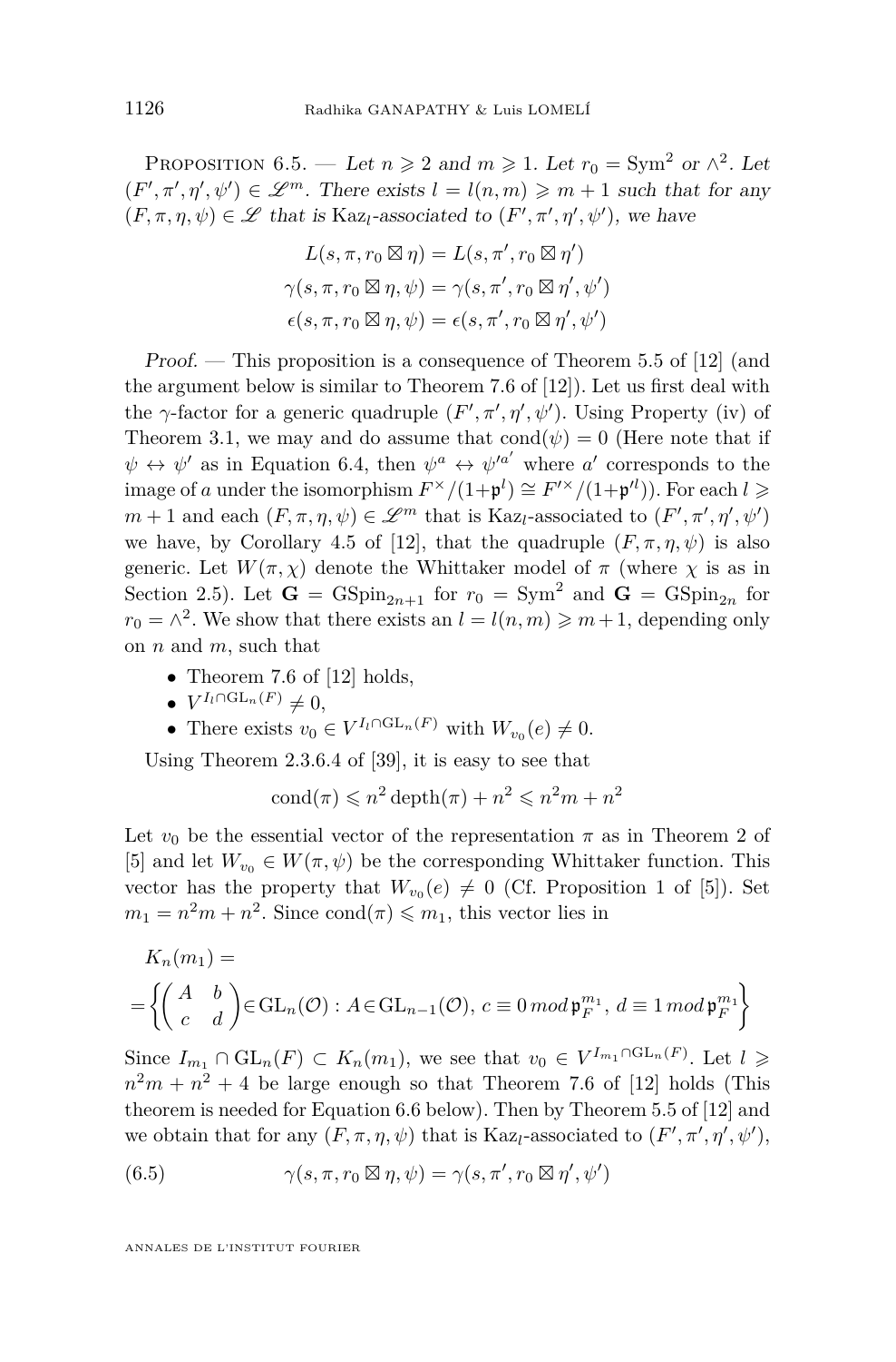**Proposition 6.5.** — *Let $n \geqslant 2$ and $m \geqslant 1$. Let $r_0 = \mathrm{Sym}^2$ or $\wedge^2$. Let $(F', \pi', \eta', \psi') \in \mathscr{L}^m$. There exists $l = l(n,m) \geqslant m+1$ such that for any $(F, \pi, \eta, \psi) \in \mathscr{L}$ that is $\mathrm{Kaz}_l$-associated to $(F', \pi', \eta', \psi')$, we have*

$$L(s, \pi, r_0 \boxtimes \eta) = L(s, \pi', r_0 \boxtimes \eta')$$
$$\gamma(s, \pi, r_0 \boxtimes \eta, \psi) = \gamma(s, \pi', r_0 \boxtimes \eta', \psi')$$
$$\epsilon(s, \pi, r_0 \boxtimes \eta, \psi) = \epsilon(s, \pi', r_0 \boxtimes \eta', \psi')$$

*Proof.* — This proposition is a consequence of Theorem 5.5 of [12] (and the argument below is similar to Theorem 7.6 of [12]). Let us first deal with the $\gamma$-factor for a generic quadruple $(F', \pi', \eta', \psi')$. Using Property (iv) of Theorem 3.1, we may and do assume that $\mathrm{cond}(\psi) = 0$ (Here note that if $\psi \leftrightarrow \psi'$ as in Equation 6.4, then $\psi^a \leftrightarrow \psi'^{a'}$ where $a'$ corresponds to the image of $a$ under the isomorphism $F^\times/(1+\mathfrak{p}^l) \cong F'^\times/(1+\mathfrak{p}'^l)$). For each $l \geqslant m+1$ and each $(F, \pi, \eta, \psi) \in \mathscr{L}^m$ that is $\mathrm{Kaz}_l$-associated to $(F', \pi', \eta', \psi')$ we have, by Corollary 4.5 of [12], that the quadruple $(F, \pi, \eta, \psi)$ is also generic. Let $W(\pi, \chi)$ denote the Whittaker model of $\pi$ (where $\chi$ is as in Section 2.5). Let $\mathbf{G} = \mathrm{GSpin}_{2n+1}$ for $r_0 = \mathrm{Sym}^2$ and $\mathbf{G} = \mathrm{GSpin}_{2n}$ for $r_0 = \wedge^2$. We show that there exists an $l = l(n,m) \geqslant m+1$, depending only on $n$ and $m$, such that

- Theorem 7.6 of [12] holds,
- $V^{I_l \cap \mathrm{GL}_n(F)} \neq 0$,
- There exists $v_0 \in V^{I_l \cap \mathrm{GL}_n(F)}$ with $W_{v_0}(e) \neq 0$.

Using Theorem 2.3.6.4 of [39], it is easy to see that

$$\mathrm{cond}(\pi) \leqslant n^2 \,\mathrm{depth}(\pi) + n^2 \leqslant n^2 m + n^2$$

Let $v_0$ be the essential vector of the representation $\pi$ as in Theorem 2 of [5] and let $W_{v_0} \in W(\pi, \psi)$ be the corresponding Whittaker function. This vector has the property that $W_{v_0}(e) \neq 0$ (Cf. Proposition 1 of [5]). Set $m_1 = n^2 m + n^2$. Since $\mathrm{cond}(\pi) \leqslant m_1$, this vector lies in

$$K_n(m_1) = \\ = \left\{ \begin{pmatrix} A & b \\ c & d \end{pmatrix} \in \mathrm{GL}_n(\mathcal{O}) : A \in \mathrm{GL}_{n-1}(\mathcal{O}),\, c \equiv 0 \bmod \mathfrak{p}_F^{m_1},\, d \equiv 1 \bmod \mathfrak{p}_F^{m_1} \right\}$$

Since $I_{m_1} \cap \mathrm{GL}_n(F) \subset K_n(m_1)$, we see that $v_0 \in V^{I_{m_1} \cap \mathrm{GL}_n(F)}$. Let $l \geqslant n^2 m + n^2 + 4$ be large enough so that Theorem 7.6 of [12] holds (This theorem is needed for Equation 6.6 below). Then by Theorem 5.5 of [12] and we obtain that for any $(F, \pi, \eta, \psi)$ that is $\mathrm{Kaz}_l$-associated to $(F', \pi', \eta', \psi')$,

$$\gamma(s, \pi, r_0 \boxtimes \eta, \psi) = \gamma(s, \pi', r_0 \boxtimes \eta', \psi') \tag{6.5}$$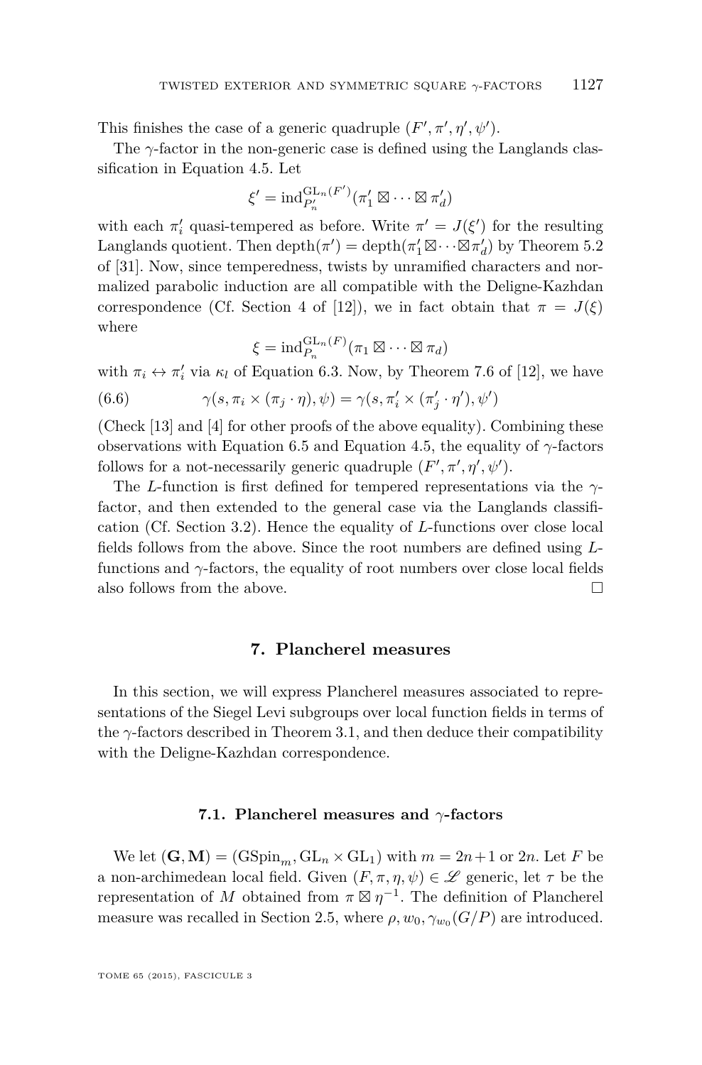This finishes the case of a generic quadruple $(F', \pi', \eta', \psi')$.

The $\gamma$-factor in the non-generic case is defined using the Langlands classification in Equation 4.5. Let

$$\xi' = \mathrm{ind}_{P'_n}^{\mathrm{GL}_n(F')}(\pi'_1 \boxtimes \cdots \boxtimes \pi'_d)$$

with each $\pi'_i$ quasi-tempered as before. Write $\pi' = J(\xi')$ for the resulting Langlands quotient. Then $\mathrm{depth}(\pi') = \mathrm{depth}(\pi'_1 \boxtimes \cdots \boxtimes \pi'_d)$ by Theorem 5.2 of [31]. Now, since temperedness, twists by unramified characters and normalized parabolic induction are all compatible with the Deligne-Kazhdan correspondence (Cf. Section 4 of [12]), we in fact obtain that $\pi = J(\xi)$ where

$$\xi = \mathrm{ind}_{P_n}^{\mathrm{GL}_n(F)}(\pi_1 \boxtimes \cdots \boxtimes \pi_d)$$

with $\pi_i \leftrightarrow \pi'_i$ via $\kappa_l$ of Equation 6.3. Now, by Theorem 7.6 of [12], we have

$$\gamma(s, \pi_i \times (\pi_j \cdot \eta), \psi) = \gamma(s, \pi'_i \times (\pi'_j \cdot \eta'), \psi') \tag{6.6}$$

(Check [13] and [4] for other proofs of the above equality). Combining these observations with Equation 6.5 and Equation 4.5, the equality of $\gamma$-factors follows for a not-necessarily generic quadruple $(F', \pi', \eta', \psi')$.

The $L$-function is first defined for tempered representations via the $\gamma$-factor, and then extended to the general case via the Langlands classification (Cf. Section 3.2). Hence the equality of $L$-functions over close local fields follows from the above. Since the root numbers are defined using $L$-functions and $\gamma$-factors, the equality of root numbers over close local fields also follows from the above. □

## 7. Plancherel measures

In this section, we will express Plancherel measures associated to representations of the Siegel Levi subgroups over local function fields in terms of the $\gamma$-factors described in Theorem 3.1, and then deduce their compatibility with the Deligne-Kazhdan correspondence.

### 7.1. Plancherel measures and $\gamma$-factors

We let $(\mathbf{G}, \mathbf{M}) = (\mathrm{GSpin}_m, \mathrm{GL}_n \times \mathrm{GL}_1)$ with $m = 2n+1$ or $2n$. Let $F$ be a non-archimedean local field. Given $(F, \pi, \eta, \psi) \in \mathscr{L}$ generic, let $\tau$ be the representation of $M$ obtained from $\pi \boxtimes \eta^{-1}$. The definition of Plancherel measure was recalled in Section 2.5, where $\rho, w_0, \gamma_{w_0}(G/P)$ are introduced.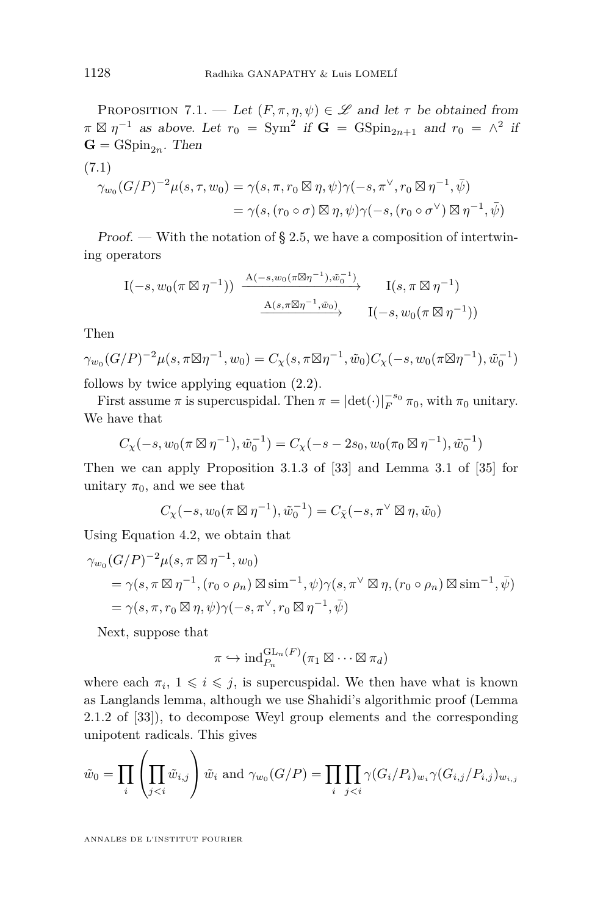Proposition 7.1. — *Let $(F, \pi, \eta, \psi) \in \mathscr{L}$ and let $\tau$ be obtained from $\pi \boxtimes \eta^{-1}$ as above. Let $r_0 = \mathrm{Sym}^2$ if $\mathbf{G} = \mathrm{GSpin}_{2n+1}$ and $r_0 = \wedge^2$ if $\mathbf{G} = \mathrm{GSpin}_{2n}$. Then*

$$\begin{aligned}
(7.1)\qquad \gamma_{w_0}(G/P)^{-2}\mu(s, \tau, w_0) &= \gamma(s, \pi, r_0 \boxtimes \eta, \psi)\gamma(-s, \pi^\vee, r_0 \boxtimes \eta^{-1}, \bar{\psi}) \\
&= \gamma(s, (r_0 \circ \sigma) \boxtimes \eta, \psi)\gamma(-s, (r_0 \circ \sigma^\vee) \boxtimes \eta^{-1}, \bar{\psi})
\end{aligned}$$

*Proof.* — With the notation of § 2.5, we have a composition of intertwining operators

$$\mathrm{I}(-s, w_0(\pi \boxtimes \eta^{-1})) \xrightarrow{\mathrm{A}(-s, w_0(\pi\boxtimes\eta^{-1}), \tilde{w}_0^{-1})} \mathrm{I}(s, \pi \boxtimes \eta^{-1}) \xrightarrow{\mathrm{A}(s, \pi\boxtimes\eta^{-1}, \tilde{w}_0)} \mathrm{I}(-s, w_0(\pi \boxtimes \eta^{-1}))$$

Then

$$\gamma_{w_0}(G/P)^{-2}\mu(s, \pi\boxtimes\eta^{-1}, w_0) = C_\chi(s, \pi\boxtimes\eta^{-1}, \tilde{w}_0)C_\chi(-s, w_0(\pi\boxtimes\eta^{-1}), \tilde{w}_0^{-1})$$

follows by twice applying equation (2.2).

First assume $\pi$ is supercuspidal. Then $\pi = |\det(\cdot)|_F^{-s_0}\,\pi_0$, with $\pi_0$ unitary. We have that

$$C_\chi(-s, w_0(\pi \boxtimes \eta^{-1}), \tilde{w}_0^{-1}) = C_\chi(-s - 2s_0, w_0(\pi_0 \boxtimes \eta^{-1}), \tilde{w}_0^{-1})$$

Then we can apply Proposition 3.1.3 of [33] and Lemma 3.1 of [35] for unitary $\pi_0$, and we see that

$$C_\chi(-s, w_0(\pi \boxtimes \eta^{-1}), \tilde{w}_0^{-1}) = C_{\bar{\chi}}(-s, \pi^\vee \boxtimes \eta, \tilde{w}_0)$$

Using Equation 4.2, we obtain that

$$\begin{aligned}
&\gamma_{w_0}(G/P)^{-2}\mu(s, \pi \boxtimes \eta^{-1}, w_0) \\
&\quad= \gamma(s, \pi \boxtimes \eta^{-1}, (r_0 \circ \rho_n) \boxtimes \mathrm{sim}^{-1}, \psi)\gamma(s, \pi^\vee \boxtimes \eta, (r_0 \circ \rho_n) \boxtimes \mathrm{sim}^{-1}, \bar{\psi}) \\
&\quad= \gamma(s, \pi, r_0 \boxtimes \eta, \psi)\gamma(-s, \pi^\vee, r_0 \boxtimes \eta^{-1}, \bar{\psi})
\end{aligned}$$

Next, suppose that

$$\pi \hookrightarrow \mathrm{ind}_{P_n}^{\mathrm{GL}_n(F)}(\pi_1 \boxtimes \cdots \boxtimes \pi_d)$$

where each $\pi_i$, $1 \leqslant i \leqslant j$, is supercuspidal. We then have what is known as Langlands lemma, although we use Shahidi's algorithmic proof (Lemma 2.1.2 of [33]), to decompose Weyl group elements and the corresponding unipotent radicals. This gives

$$\tilde{w}_0 = \prod_i \left( \prod_{j<i} \tilde{w}_{i,j} \right) \tilde{w}_i \text{ and } \gamma_{w_0}(G/P) = \prod_i \prod_{j<i} \gamma(G_i/P_i)_{w_i}\gamma(G_{i,j}/P_{i,j})_{w_{i,j}}$$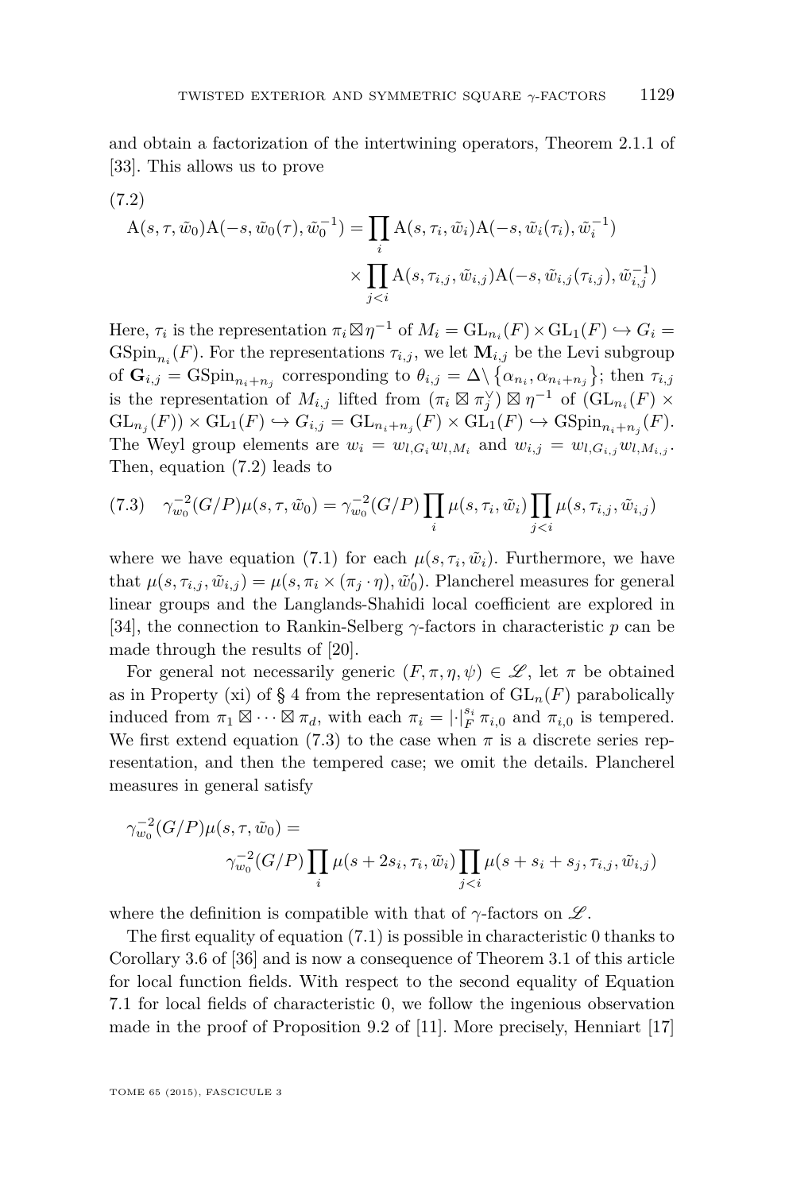and obtain a factorization of the intertwining operators, Theorem 2.1.1 of [33]. This allows us to prove

$$
\begin{aligned}
(7.2)\qquad \mathrm{A}(s,\tau,\tilde{w}_0)\mathrm{A}(-s,\tilde{w}_0(\tau),\tilde{w}_0^{-1}) &= \prod_i \mathrm{A}(s,\tau_i,\tilde{w}_i)\mathrm{A}(-s,\tilde{w}_i(\tau_i),\tilde{w}_i^{-1}) \\
&\quad \times \prod_{j<i} \mathrm{A}(s,\tau_{i,j},\tilde{w}_{i,j})\mathrm{A}(-s,\tilde{w}_{i,j}(\tau_{i,j}),\tilde{w}_{i,j}^{-1})
\end{aligned}
$$

Here, $\tau_i$ is the representation $\pi_i \boxtimes \eta^{-1}$ of $M_i = \mathrm{GL}_{n_i}(F) \times \mathrm{GL}_1(F) \hookrightarrow G_i = \mathrm{GSpin}_{n_i}(F)$. For the representations $\tau_{i,j}$, we let $\mathbf{M}_{i,j}$ be the Levi subgroup of $\mathbf{G}_{i,j} = \mathrm{GSpin}_{n_i+n_j}$ corresponding to $\theta_{i,j} = \Delta \setminus \{\alpha_{n_i}, \alpha_{n_i+n_j}\}$; then $\tau_{i,j}$ is the representation of $M_{i,j}$ lifted from $(\pi_i \boxtimes \pi_j^\vee) \boxtimes \eta^{-1}$ of $(\mathrm{GL}_{n_i}(F) \times \mathrm{GL}_{n_j}(F)) \times \mathrm{GL}_1(F) \hookrightarrow G_{i,j} = \mathrm{GL}_{n_i+n_j}(F) \times \mathrm{GL}_1(F) \hookrightarrow \mathrm{GSpin}_{n_i+n_j}(F)$. The Weyl group elements are $w_i = w_{l,G_i} w_{l,M_i}$ and $w_{i,j} = w_{l,G_{i,j}} w_{l,M_{i,j}}$. Then, equation (7.2) leads to

$$
(7.3)\qquad \gamma_{w_0}^{-2}(G/P)\mu(s,\tau,\tilde{w}_0) = \gamma_{w_0}^{-2}(G/P)\prod_i \mu(s,\tau_i,\tilde{w}_i)\prod_{j<i}\mu(s,\tau_{i,j},\tilde{w}_{i,j})
$$

where we have equation (7.1) for each $\mu(s,\tau_i,\tilde{w}_i)$. Furthermore, we have that $\mu(s,\tau_{i,j},\tilde{w}_{i,j}) = \mu(s,\pi_i \times (\pi_j \cdot \eta),\tilde{w}_0')$. Plancherel measures for general linear groups and the Langlands-Shahidi local coefficient are explored in [34], the connection to Rankin-Selberg $\gamma$-factors in characteristic $p$ can be made through the results of [20].

For general not necessarily generic $(F,\pi,\eta,\psi) \in \mathscr{L}$, let $\pi$ be obtained as in Property (xi) of § 4 from the representation of $\mathrm{GL}_n(F)$ parabolically induced from $\pi_1 \boxtimes \cdots \boxtimes \pi_d$, with each $\pi_i = |\cdot|_F^{s_i} \pi_{i,0}$ and $\pi_{i,0}$ is tempered. We first extend equation (7.3) to the case when $\pi$ is a discrete series representation, and then the tempered case; we omit the details. Plancherel measures in general satisfy

$$
\begin{aligned}
&\gamma_{w_0}^{-2}(G/P)\mu(s,\tau,\tilde{w}_0) = \\
&\qquad \gamma_{w_0}^{-2}(G/P)\prod_i \mu(s+2s_i,\tau_i,\tilde{w}_i)\prod_{j<i}\mu(s+s_i+s_j,\tau_{i,j},\tilde{w}_{i,j})
\end{aligned}
$$

where the definition is compatible with that of $\gamma$-factors on $\mathscr{L}$.

The first equality of equation (7.1) is possible in characteristic 0 thanks to Corollary 3.6 of [36] and is now a consequence of Theorem 3.1 of this article for local function fields. With respect to the second equality of Equation 7.1 for local fields of characteristic 0, we follow the ingenious observation made in the proof of Proposition 9.2 of [11]. More precisely, Henniart [17]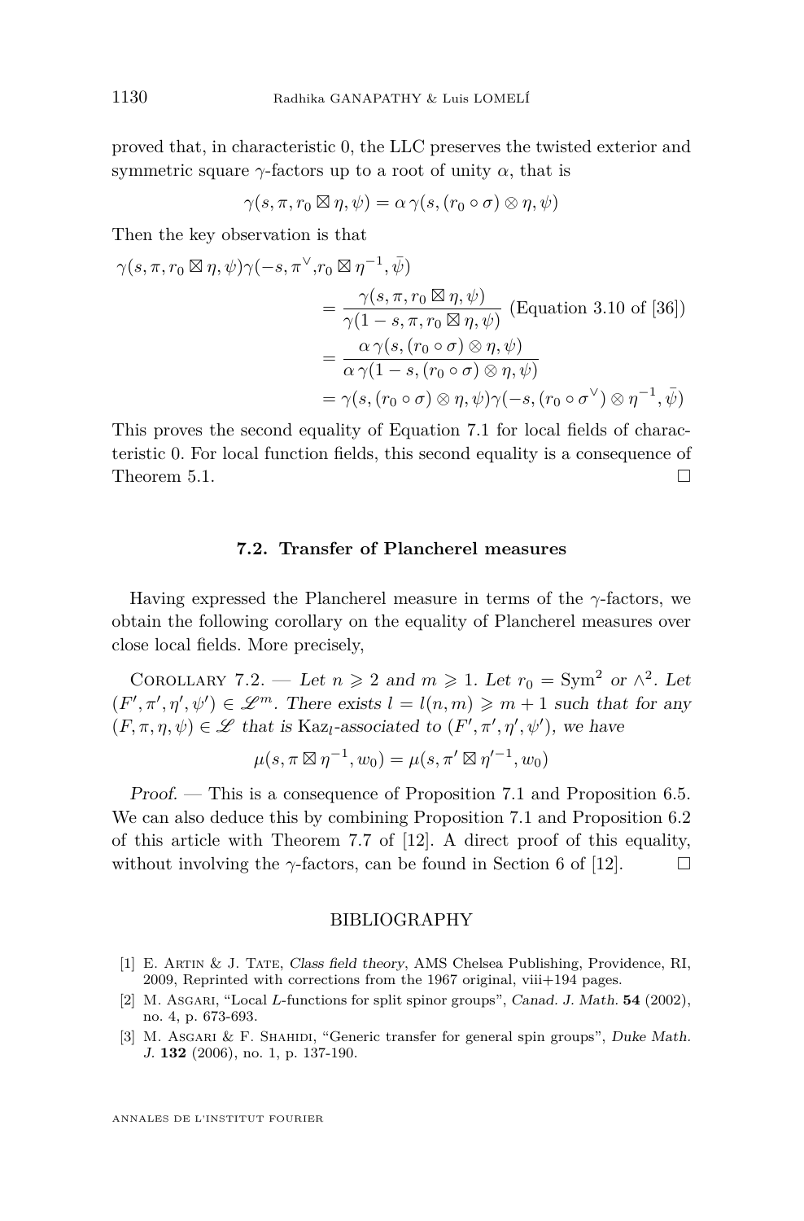proved that, in characteristic 0, the LLC preserves the twisted exterior and symmetric square $\gamma$-factors up to a root of unity $\alpha$, that is

$$\gamma(s, \pi, r_0 \boxtimes \eta, \psi) = \alpha\, \gamma(s, (r_0 \circ \sigma) \otimes \eta, \psi)$$

Then the key observation is that

$$\begin{aligned}
\gamma(s, \pi, r_0 \boxtimes \eta, \psi)&\gamma(-s, \pi^\vee, r_0 \boxtimes \eta^{-1}, \bar{\psi}) \\
&= \frac{\gamma(s, \pi, r_0 \boxtimes \eta, \psi)}{\gamma(1-s, \pi, r_0 \boxtimes \eta, \psi)} \text{ (Equation 3.10 of [36])} \\
&= \frac{\alpha\, \gamma(s, (r_0 \circ \sigma) \otimes \eta, \psi)}{\alpha\, \gamma(1-s, (r_0 \circ \sigma) \otimes \eta, \psi)} \\
&= \gamma(s, (r_0 \circ \sigma) \otimes \eta, \psi)\gamma(-s, (r_0 \circ \sigma^\vee) \otimes \eta^{-1}, \bar{\psi})
\end{aligned}$$

This proves the second equality of Equation 7.1 for local fields of characteristic 0. For local function fields, this second equality is a consequence of Theorem 5.1. □

### 7.2. Transfer of Plancherel measures

Having expressed the Plancherel measure in terms of the $\gamma$-factors, we obtain the following corollary on the equality of Plancherel measures over close local fields. More precisely,

Corollary 7.2. — *Let $n \geqslant 2$ and $m \geqslant 1$. Let $r_0 = \mathrm{Sym}^2$ or $\wedge^2$. Let $(F', \pi', \eta', \psi') \in \mathscr{L}^m$. There exists $l = l(n, m) \geqslant m + 1$ such that for any $(F, \pi, \eta, \psi) \in \mathscr{L}$ that is $\mathrm{Kaz}_l$-associated to $(F', \pi', \eta', \psi')$, we have*

$$\mu(s, \pi \boxtimes \eta^{-1}, w_0) = \mu(s, \pi' \boxtimes \eta'^{-1}, w_0)$$

*Proof.* — This is a consequence of Proposition 7.1 and Proposition 6.5. We can also deduce this by combining Proposition 7.1 and Proposition 6.2 of this article with Theorem 7.7 of [12]. A direct proof of this equality, without involving the $\gamma$-factors, can be found in Section 6 of [12]. □

## BIBLIOGRAPHY

[1] E. Artin & J. Tate, *Class field theory*, AMS Chelsea Publishing, Providence, RI, 2009, Reprinted with corrections from the 1967 original, viii+194 pages.

[2] M. Asgari, "Local $L$-functions for split spinor groups", *Canad. J. Math.* **54** (2002), no. 4, p. 673-693.

[3] M. Asgari & F. Shahidi, "Generic transfer for general spin groups", *Duke Math. J.* **132** (2006), no. 1, p. 137-190.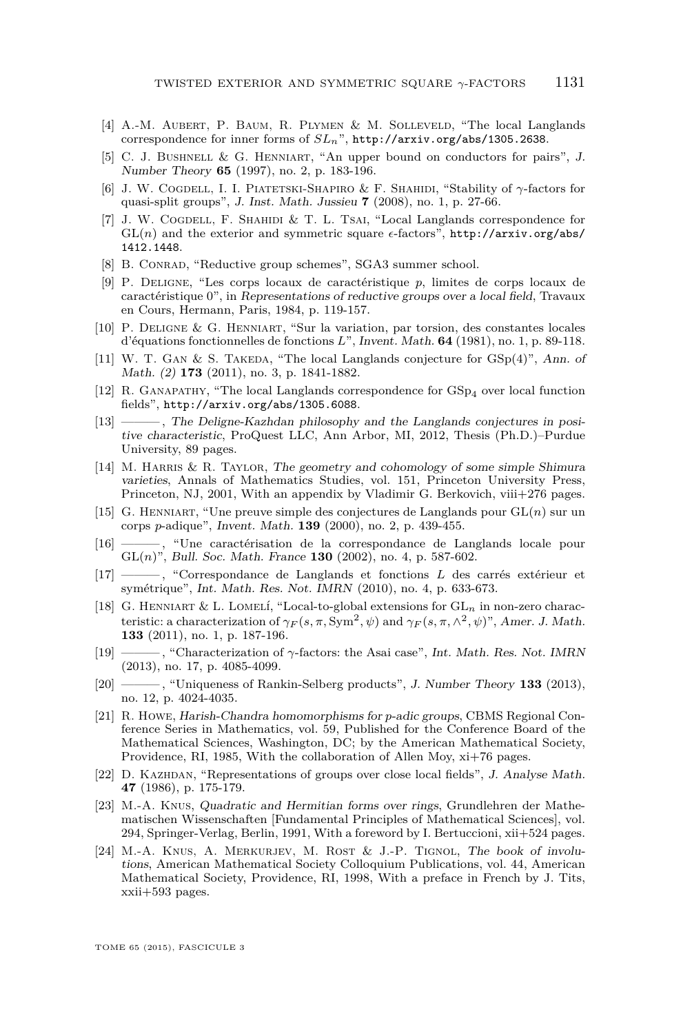[4] A.-M. Aubert, P. Baum, R. Plymen & M. Solleveld, "The local Langlands correspondence for inner forms of $SL_n$", http://arxiv.org/abs/1305.2638.

[5] C. J. Bushnell & G. Henniart, "An upper bound on conductors for pairs", *J. Number Theory* **65** (1997), no. 2, p. 183-196.

[6] J. W. Cogdell, I. I. Piatetski-Shapiro & F. Shahidi, "Stability of $\gamma$-factors for quasi-split groups", *J. Inst. Math. Jussieu* **7** (2008), no. 1, p. 27-66.

[7] J. W. Cogdell, F. Shahidi & T. L. Tsai, "Local Langlands correspondence for $\mathrm{GL}(n)$ and the exterior and symmetric square $\epsilon$-factors", http://arxiv.org/abs/1412.1448.

[8] B. Conrad, "Reductive group schemes", SGA3 summer school.

[9] P. Deligne, "Les corps locaux de caractéristique $p$, limites de corps locaux de caractéristique 0", in *Representations of reductive groups over a local field*, Travaux en Cours, Hermann, Paris, 1984, p. 119-157.

[10] P. Deligne & G. Henniart, "Sur la variation, par torsion, des constantes locales d'équations fonctionnelles de fonctions $L$", *Invent. Math.* **64** (1981), no. 1, p. 89-118.

[11] W. T. Gan & S. Takeda, "The local Langlands conjecture for GSp(4)", *Ann. of Math. (2)* **173** (2011), no. 3, p. 1841-1882.

[12] R. Ganapathy, "The local Langlands correspondence for $\mathrm{GSp}_4$ over local function fields", http://arxiv.org/abs/1305.6088.

[13] ———, *The Deligne-Kazhdan philosophy and the Langlands conjectures in positive characteristic*, ProQuest LLC, Ann Arbor, MI, 2012, Thesis (Ph.D.)–Purdue University, 89 pages.

[14] M. Harris & R. Taylor, *The geometry and cohomology of some simple Shimura varieties*, Annals of Mathematics Studies, vol. 151, Princeton University Press, Princeton, NJ, 2001, With an appendix by Vladimir G. Berkovich, viii+276 pages.

[15] G. Henniart, "Une preuve simple des conjectures de Langlands pour $\mathrm{GL}(n)$ sur un corps $p$-adique", *Invent. Math.* **139** (2000), no. 2, p. 439-455.

[16] ———, "Une caractérisation de la correspondance de Langlands locale pour $\mathrm{GL}(n)$", *Bull. Soc. Math. France* **130** (2002), no. 4, p. 587-602.

[17] ———, "Correspondance de Langlands et fonctions $L$ des carrés extérieur et symétrique", *Int. Math. Res. Not. IMRN* (2010), no. 4, p. 633-673.

[18] G. Henniart & L. Lomelí, "Local-to-global extensions for $\mathrm{GL}_n$ in non-zero characteristic: a characterization of $\gamma_F(s, \pi, \mathrm{Sym}^2, \psi)$ and $\gamma_F(s, \pi, \wedge^2, \psi)$", *Amer. J. Math.* **133** (2011), no. 1, p. 187-196.

[19] ———, "Characterization of $\gamma$-factors: the Asai case", *Int. Math. Res. Not. IMRN* (2013), no. 17, p. 4085-4099.

[20] ———, "Uniqueness of Rankin-Selberg products", *J. Number Theory* **133** (2013), no. 12, p. 4024-4035.

[21] R. Howe, *Harish-Chandra homomorphisms for p-adic groups*, CBMS Regional Conference Series in Mathematics, vol. 59, Published for the Conference Board of the Mathematical Sciences, Washington, DC; by the American Mathematical Society, Providence, RI, 1985, With the collaboration of Allen Moy, xi+76 pages.

[22] D. Kazhdan, "Representations of groups over close local fields", *J. Analyse Math.* **47** (1986), p. 175-179.

[23] M.-A. Knus, *Quadratic and Hermitian forms over rings*, Grundlehren der Mathematischen Wissenschaften [Fundamental Principles of Mathematical Sciences], vol. 294, Springer-Verlag, Berlin, 1991, With a foreword by I. Bertuccioni, xii+524 pages.

[24] M.-A. Knus, A. Merkurjev, M. Rost & J.-P. Tignol, *The book of involutions*, American Mathematical Society Colloquium Publications, vol. 44, American Mathematical Society, Providence, RI, 1998, With a preface in French by J. Tits, xxii+593 pages.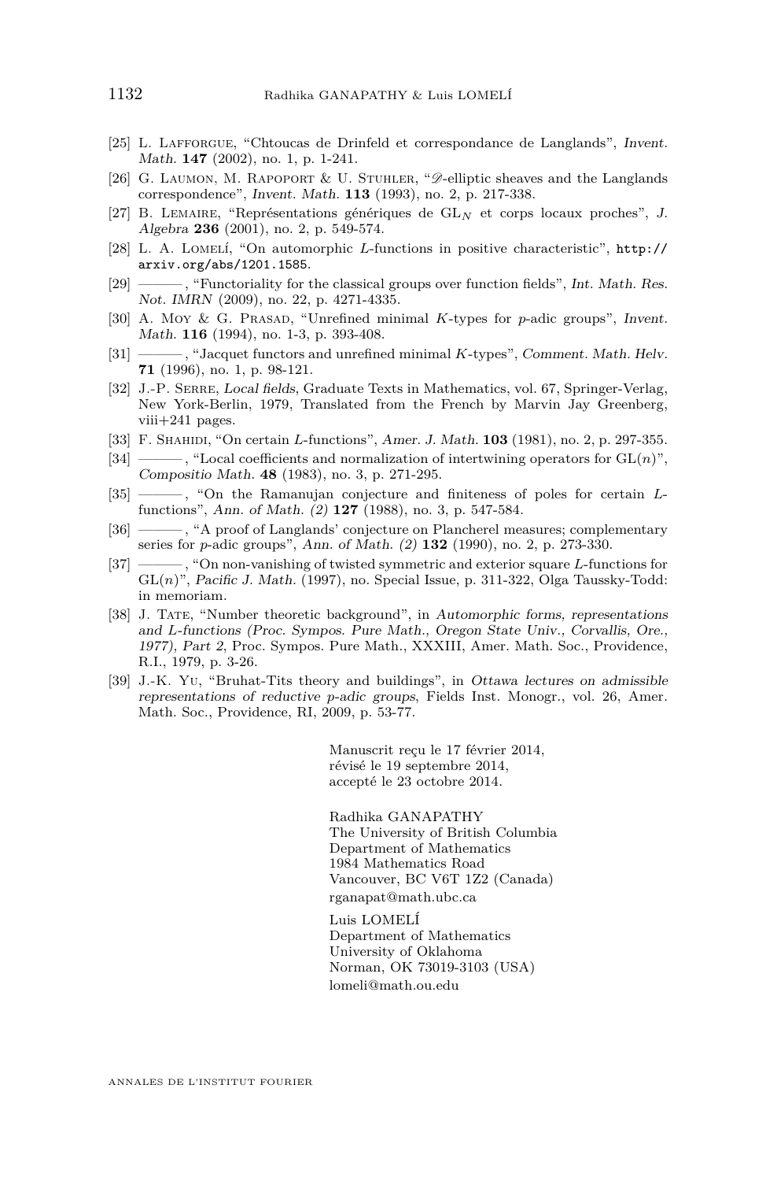[25] L. Lafforgue, "Chtoucas de Drinfeld et correspondance de Langlands", *Invent. Math.* **147** (2002), no. 1, p. 1-241.

[26] G. Laumon, M. Rapoport & U. Stuhler, "$\mathscr{D}$-elliptic sheaves and the Langlands correspondence", *Invent. Math.* **113** (1993), no. 2, p. 217-338.

[27] B. Lemaire, "Représentations génériques de $\mathrm{GL}_N$ et corps locaux proches", *J. Algebra* **236** (2001), no. 2, p. 549-574.

[28] L. A. Lomelí, "On automorphic $L$-functions in positive characteristic", http://arxiv.org/abs/1201.1585.

[29] ———, "Functoriality for the classical groups over function fields", *Int. Math. Res. Not. IMRN* (2009), no. 22, p. 4271-4335.

[30] A. Moy & G. Prasad, "Unrefined minimal $K$-types for $p$-adic groups", *Invent. Math.* **116** (1994), no. 1-3, p. 393-408.

[31] ———, "Jacquet functors and unrefined minimal $K$-types", *Comment. Math. Helv.* **71** (1996), no. 1, p. 98-121.

[32] J.-P. Serre, *Local fields*, Graduate Texts in Mathematics, vol. 67, Springer-Verlag, New York-Berlin, 1979, Translated from the French by Marvin Jay Greenberg, viii+241 pages.

[33] F. Shahidi, "On certain $L$-functions", *Amer. J. Math.* **103** (1981), no. 2, p. 297-355.

[34] ———, "Local coefficients and normalization of intertwining operators for $\mathrm{GL}(n)$", *Compositio Math.* **48** (1983), no. 3, p. 271-295.

[35] ———, "On the Ramanujan conjecture and finiteness of poles for certain $L$-functions", *Ann. of Math. (2)* **127** (1988), no. 3, p. 547-584.

[36] ———, "A proof of Langlands' conjecture on Plancherel measures; complementary series for $p$-adic groups", *Ann. of Math. (2)* **132** (1990), no. 2, p. 273-330.

[37] ———, "On non-vanishing of twisted symmetric and exterior square $L$-functions for $\mathrm{GL}(n)$", *Pacific J. Math.* (1997), no. Special Issue, p. 311-322, Olga Taussky-Todd: in memoriam.

[38] J. Tate, "Number theoretic background", in *Automorphic forms, representations and L-functions (Proc. Sympos. Pure Math., Oregon State Univ., Corvallis, Ore., 1977), Part 2*, Proc. Sympos. Pure Math., XXXIII, Amer. Math. Soc., Providence, R.I., 1979, p. 3-26.

[39] J.-K. Yu, "Bruhat-Tits theory and buildings", in *Ottawa lectures on admissible representations of reductive p-adic groups*, Fields Inst. Monogr., vol. 26, Amer. Math. Soc., Providence, RI, 2009, p. 53-77.

Manuscrit reçu le 17 février 2014,
révisé le 19 septembre 2014,
accepté le 23 octobre 2014.

Radhika GANAPATHY
The University of British Columbia
Department of Mathematics
1984 Mathematics Road
Vancouver, BC V6T 1Z2 (Canada)
rganapat@math.ubc.ca

Luis LOMELÍ
Department of Mathematics
University of Oklahoma
Norman, OK 73019-3103 (USA)
lomeli@math.ou.edu